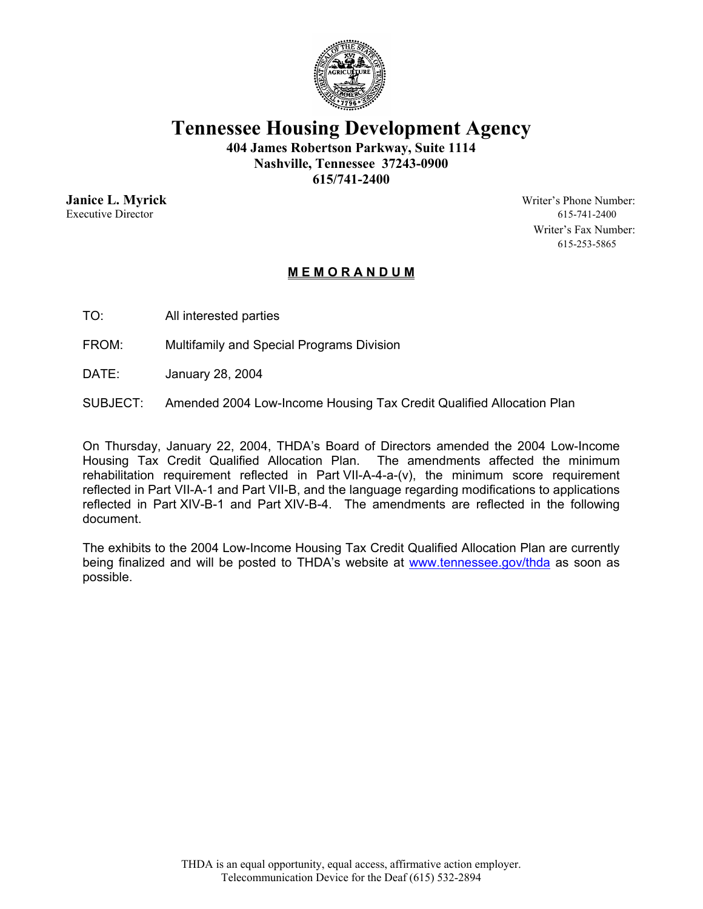# Tennessee Housing Development Agency

**404 James Robertson Parkway, Suite 1114**
**Nashville, Tennessee 37243-0900**
**615/741-2400**

**Janice L. Myrick**
Executive Director

Writer's Phone Number:
615-741-2400
Writer's Fax Number:
615-253-5865

## M E M O R A N D U M

TO: All interested parties

FROM: Multifamily and Special Programs Division

DATE: January 28, 2004

SUBJECT: Amended 2004 Low-Income Housing Tax Credit Qualified Allocation Plan

On Thursday, January 22, 2004, THDA's Board of Directors amended the 2004 Low-Income Housing Tax Credit Qualified Allocation Plan. The amendments affected the minimum rehabilitation requirement reflected in Part VII-A-4-a-(v), the minimum score requirement reflected in Part VII-A-1 and Part VII-B, and the language regarding modifications to applications reflected in Part XIV-B-1 and Part XIV-B-4. The amendments are reflected in the following document.

The exhibits to the 2004 Low-Income Housing Tax Credit Qualified Allocation Plan are currently being finalized and will be posted to THDA's website at www.tennessee.gov/thda as soon as possible.

THDA is an equal opportunity, equal access, affirmative action employer.
Telecommunication Device for the Deaf (615) 532-2894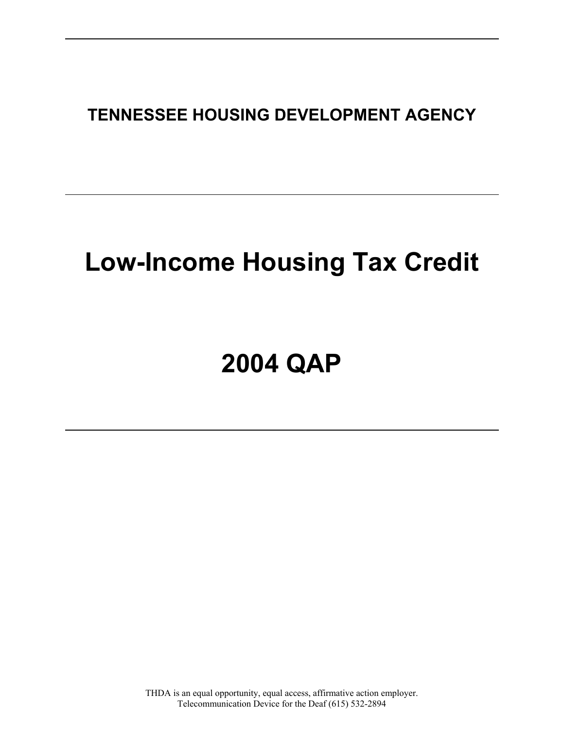# TENNESSEE HOUSING DEVELOPMENT AGENCY

# Low-Income Housing Tax Credit

# 2004 QAP

THDA is an equal opportunity, equal access, affirmative action employer.
Telecommunication Device for the Deaf (615) 532-2894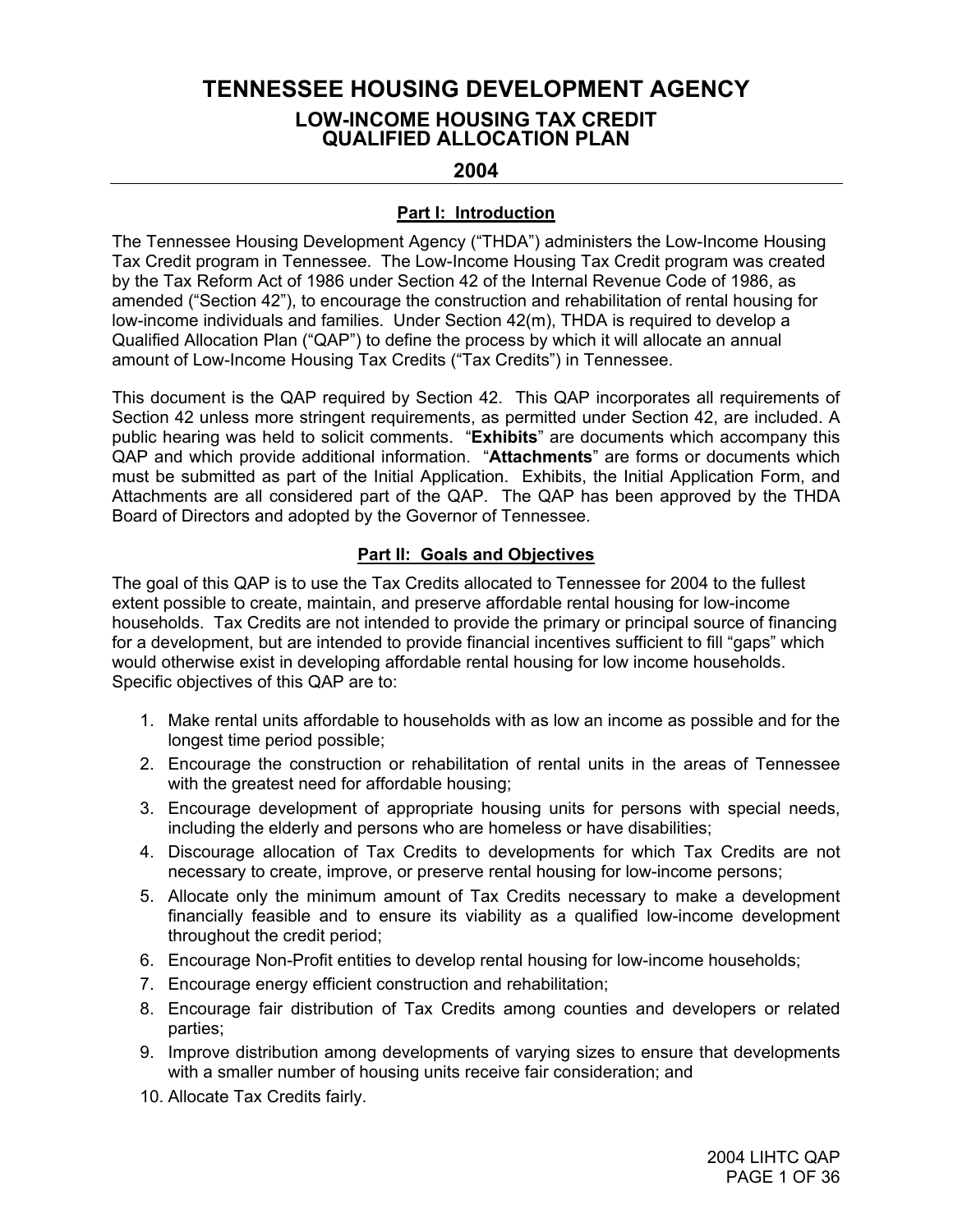# TENNESSEE HOUSING DEVELOPMENT AGENCY

## LOW-INCOME HOUSING TAX CREDIT QUALIFIED ALLOCATION PLAN

## 2004

### Part I: Introduction

The Tennessee Housing Development Agency ("THDA") administers the Low-Income Housing Tax Credit program in Tennessee. The Low-Income Housing Tax Credit program was created by the Tax Reform Act of 1986 under Section 42 of the Internal Revenue Code of 1986, as amended ("Section 42"), to encourage the construction and rehabilitation of rental housing for low-income individuals and families. Under Section 42(m), THDA is required to develop a Qualified Allocation Plan ("QAP") to define the process by which it will allocate an annual amount of Low-Income Housing Tax Credits ("Tax Credits") in Tennessee.

This document is the QAP required by Section 42. This QAP incorporates all requirements of Section 42 unless more stringent requirements, as permitted under Section 42, are included. A public hearing was held to solicit comments. "**Exhibits**" are documents which accompany this QAP and which provide additional information. "**Attachments**" are forms or documents which must be submitted as part of the Initial Application. Exhibits, the Initial Application Form, and Attachments are all considered part of the QAP. The QAP has been approved by the THDA Board of Directors and adopted by the Governor of Tennessee.

### Part II: Goals and Objectives

The goal of this QAP is to use the Tax Credits allocated to Tennessee for 2004 to the fullest extent possible to create, maintain, and preserve affordable rental housing for low-income households. Tax Credits are not intended to provide the primary or principal source of financing for a development, but are intended to provide financial incentives sufficient to fill "gaps" which would otherwise exist in developing affordable rental housing for low income households. Specific objectives of this QAP are to:

1. Make rental units affordable to households with as low an income as possible and for the longest time period possible;
2. Encourage the construction or rehabilitation of rental units in the areas of Tennessee with the greatest need for affordable housing;
3. Encourage development of appropriate housing units for persons with special needs, including the elderly and persons who are homeless or have disabilities;
4. Discourage allocation of Tax Credits to developments for which Tax Credits are not necessary to create, improve, or preserve rental housing for low-income persons;
5. Allocate only the minimum amount of Tax Credits necessary to make a development financially feasible and to ensure its viability as a qualified low-income development throughout the credit period;
6. Encourage Non-Profit entities to develop rental housing for low-income households;
7. Encourage energy efficient construction and rehabilitation;
8. Encourage fair distribution of Tax Credits among counties and developers or related parties;
9. Improve distribution among developments of varying sizes to ensure that developments with a smaller number of housing units receive fair consideration; and
10. Allocate Tax Credits fairly.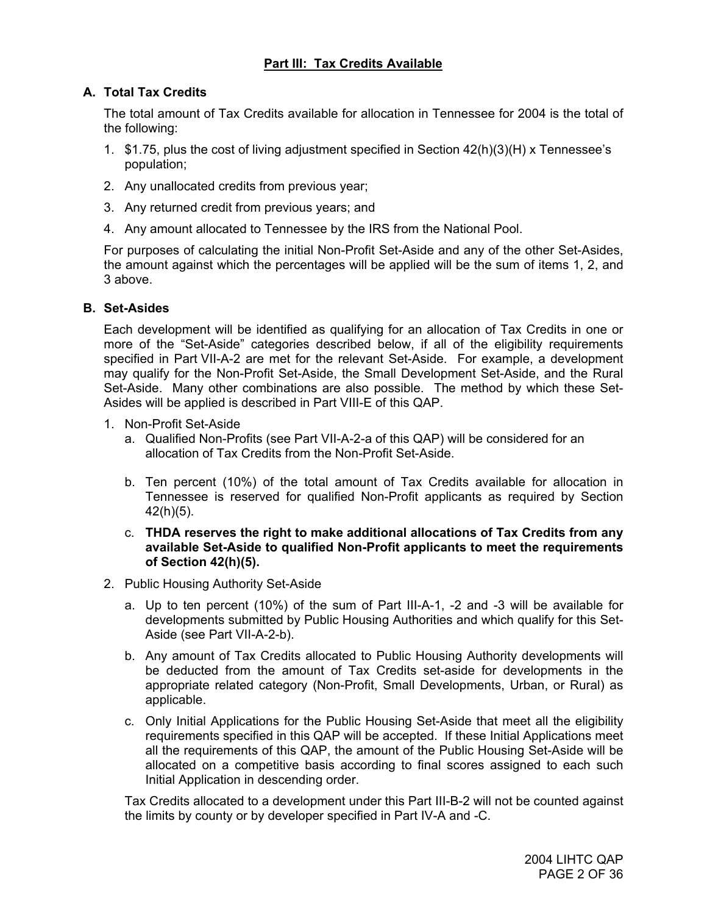## Part III: Tax Credits Available

### A. Total Tax Credits

The total amount of Tax Credits available for allocation in Tennessee for 2004 is the total of the following:

1. $1.75, plus the cost of living adjustment specified in Section 42(h)(3)(H) x Tennessee's population;
2. Any unallocated credits from previous year;
3. Any returned credit from previous years; and
4. Any amount allocated to Tennessee by the IRS from the National Pool.

For purposes of calculating the initial Non-Profit Set-Aside and any of the other Set-Asides, the amount against which the percentages will be applied will be the sum of items 1, 2, and 3 above.

### B. Set-Asides

Each development will be identified as qualifying for an allocation of Tax Credits in one or more of the "Set-Aside" categories described below, if all of the eligibility requirements specified in Part VII-A-2 are met for the relevant Set-Aside. For example, a development may qualify for the Non-Profit Set-Aside, the Small Development Set-Aside, and the Rural Set-Aside. Many other combinations are also possible. The method by which these Set-Asides will be applied is described in Part VIII-E of this QAP.

1. Non-Profit Set-Aside
   a. Qualified Non-Profits (see Part VII-A-2-a of this QAP) will be considered for an allocation of Tax Credits from the Non-Profit Set-Aside.

   b. Ten percent (10%) of the total amount of Tax Credits available for allocation in Tennessee is reserved for qualified Non-Profit applicants as required by Section 42(h)(5).

   c. **THDA reserves the right to make additional allocations of Tax Credits from any available Set-Aside to qualified Non-Profit applicants to meet the requirements of Section 42(h)(5).**

2. Public Housing Authority Set-Aside

   a. Up to ten percent (10%) of the sum of Part III-A-1, -2 and -3 will be available for developments submitted by Public Housing Authorities and which qualify for this Set-Aside (see Part VII-A-2-b).

   b. Any amount of Tax Credits allocated to Public Housing Authority developments will be deducted from the amount of Tax Credits set-aside for developments in the appropriate related category (Non-Profit, Small Developments, Urban, or Rural) as applicable.

   c. Only Initial Applications for the Public Housing Set-Aside that meet all the eligibility requirements specified in this QAP will be accepted. If these Initial Applications meet all the requirements of this QAP, the amount of the Public Housing Set-Aside will be allocated on a competitive basis according to final scores assigned to each such Initial Application in descending order.

   Tax Credits allocated to a development under this Part III-B-2 will not be counted against the limits by county or by developer specified in Part IV-A and -C.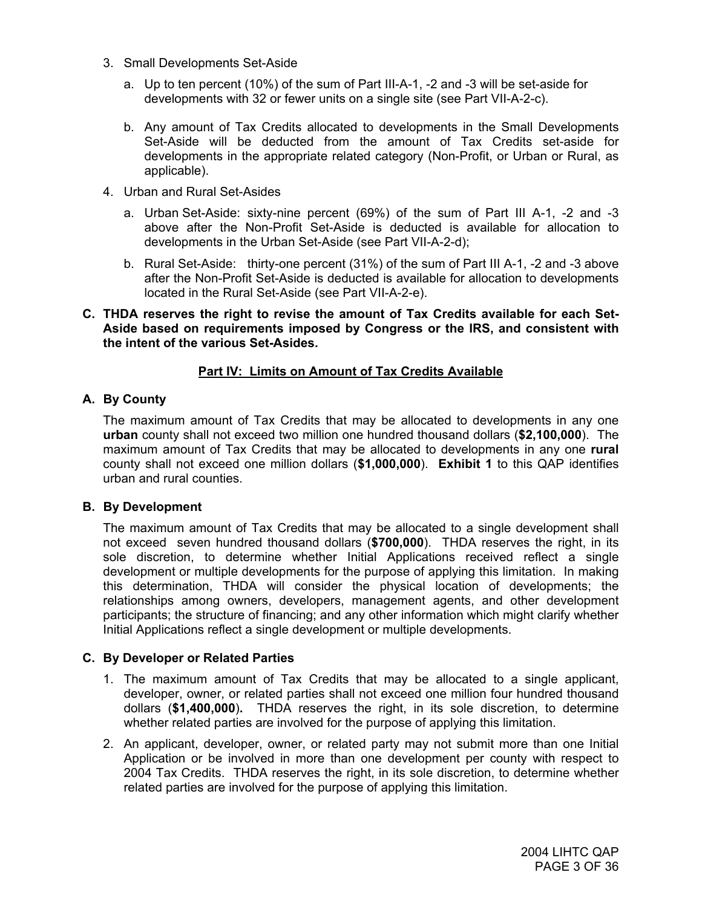3. Small Developments Set-Aside

   a. Up to ten percent (10%) of the sum of Part III-A-1, -2 and -3 will be set-aside for developments with 32 or fewer units on a single site (see Part VII-A-2-c).

   b. Any amount of Tax Credits allocated to developments in the Small Developments Set-Aside will be deducted from the amount of Tax Credits set-aside for developments in the appropriate related category (Non-Profit, or Urban or Rural, as applicable).

4. Urban and Rural Set-Asides

   a. Urban Set-Aside: sixty-nine percent (69%) of the sum of Part III A-1, -2 and -3 above after the Non-Profit Set-Aside is deducted is available for allocation to developments in the Urban Set-Aside (see Part VII-A-2-d);

   b. Rural Set-Aside: thirty-one percent (31%) of the sum of Part III A-1, -2 and -3 above after the Non-Profit Set-Aside is deducted is available for allocation to developments located in the Rural Set-Aside (see Part VII-A-2-e).

**C. THDA reserves the right to revise the amount of Tax Credits available for each Set-Aside based on requirements imposed by Congress or the IRS, and consistent with the intent of the various Set-Asides.**

## Part IV: Limits on Amount of Tax Credits Available

### A. By County

The maximum amount of Tax Credits that may be allocated to developments in any one **urban** county shall not exceed two million one hundred thousand dollars (**$2,100,000**). The maximum amount of Tax Credits that may be allocated to developments in any one **rural** county shall not exceed one million dollars (**$1,000,000**). **Exhibit 1** to this QAP identifies urban and rural counties.

### B. By Development

The maximum amount of Tax Credits that may be allocated to a single development shall not exceed seven hundred thousand dollars (**$700,000**). THDA reserves the right, in its sole discretion, to determine whether Initial Applications received reflect a single development or multiple developments for the purpose of applying this limitation. In making this determination, THDA will consider the physical location of developments; the relationships among owners, developers, management agents, and other development participants; the structure of financing; and any other information which might clarify whether Initial Applications reflect a single development or multiple developments.

### C. By Developer or Related Parties

1. The maximum amount of Tax Credits that may be allocated to a single applicant, developer, owner, or related parties shall not exceed one million four hundred thousand dollars (**$1,400,000**)**.** THDA reserves the right, in its sole discretion, to determine whether related parties are involved for the purpose of applying this limitation.

2. An applicant, developer, owner, or related party may not submit more than one Initial Application or be involved in more than one development per county with respect to 2004 Tax Credits. THDA reserves the right, in its sole discretion, to determine whether related parties are involved for the purpose of applying this limitation.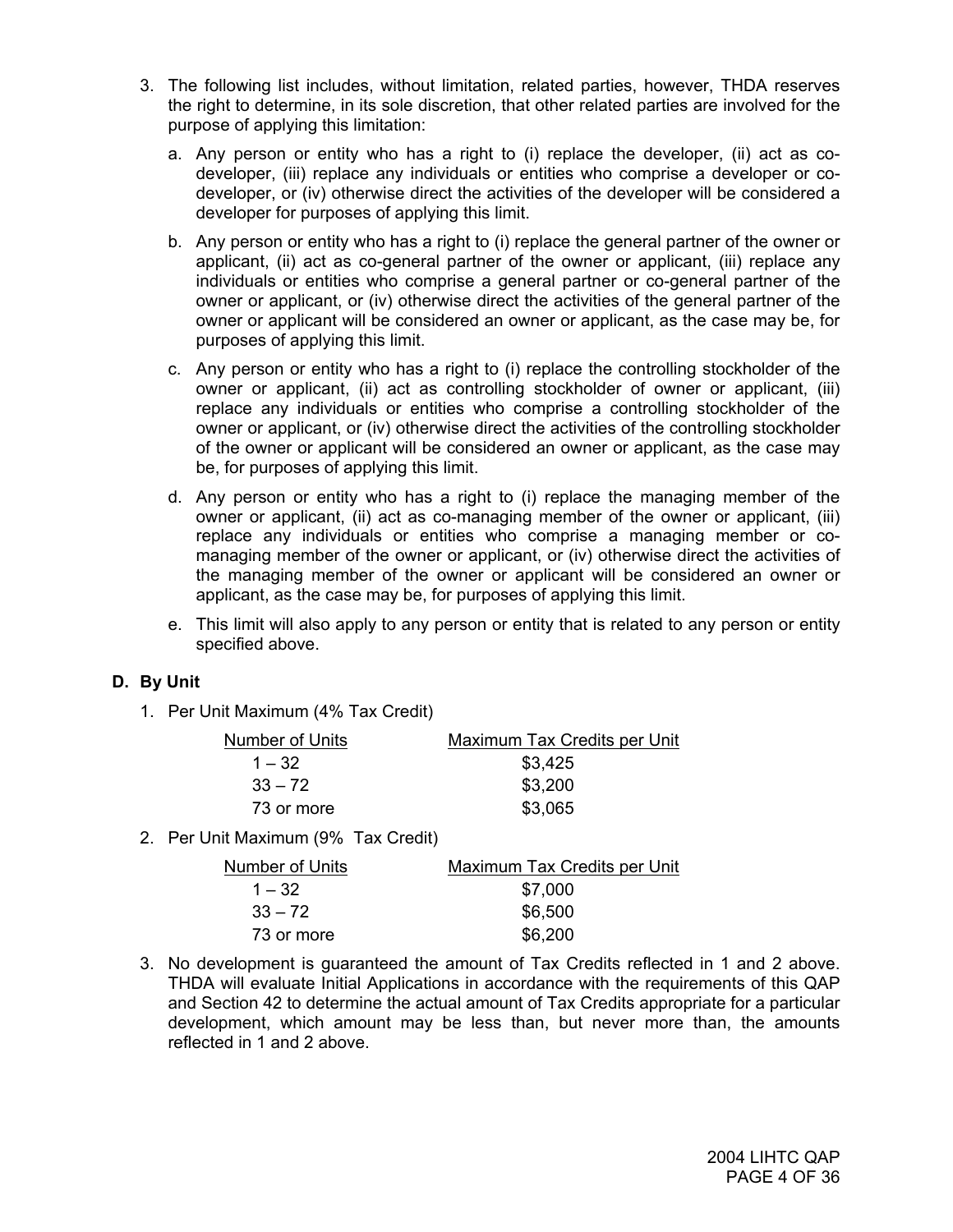3. The following list includes, without limitation, related parties, however, THDA reserves the right to determine, in its sole discretion, that other related parties are involved for the purpose of applying this limitation:

   a. Any person or entity who has a right to (i) replace the developer, (ii) act as co-developer, (iii) replace any individuals or entities who comprise a developer or co-developer, or (iv) otherwise direct the activities of the developer will be considered a developer for purposes of applying this limit.

   b. Any person or entity who has a right to (i) replace the general partner of the owner or applicant, (ii) act as co-general partner of the owner or applicant, (iii) replace any individuals or entities who comprise a general partner or co-general partner of the owner or applicant, or (iv) otherwise direct the activities of the general partner of the owner or applicant will be considered an owner or applicant, as the case may be, for purposes of applying this limit.

   c. Any person or entity who has a right to (i) replace the controlling stockholder of the owner or applicant, (ii) act as controlling stockholder of owner or applicant, (iii) replace any individuals or entities who comprise a controlling stockholder of the owner or applicant, or (iv) otherwise direct the activities of the controlling stockholder of the owner or applicant will be considered an owner or applicant, as the case may be, for purposes of applying this limit.

   d. Any person or entity who has a right to (i) replace the managing member of the owner or applicant, (ii) act as co-managing member of the owner or applicant, (iii) replace any individuals or entities who comprise a managing member or co-managing member of the owner or applicant, or (iv) otherwise direct the activities of the managing member of the owner or applicant will be considered an owner or applicant, as the case may be, for purposes of applying this limit.

   e. This limit will also apply to any person or entity that is related to any person or entity specified above.

## D. By Unit

1. Per Unit Maximum (4% Tax Credit)

| Number of Units | Maximum Tax Credits per Unit |
|---|---|
| 1 – 32 | $3,425 |
| 33 – 72 | $3,200 |
| 73 or more | $3,065 |

2. Per Unit Maximum (9% Tax Credit)

| Number of Units | Maximum Tax Credits per Unit |
|---|---|
| 1 – 32 | $7,000 |
| 33 – 72 | $6,500 |
| 73 or more | $6,200 |

3. No development is guaranteed the amount of Tax Credits reflected in 1 and 2 above. THDA will evaluate Initial Applications in accordance with the requirements of this QAP and Section 42 to determine the actual amount of Tax Credits appropriate for a particular development, which amount may be less than, but never more than, the amounts reflected in 1 and 2 above.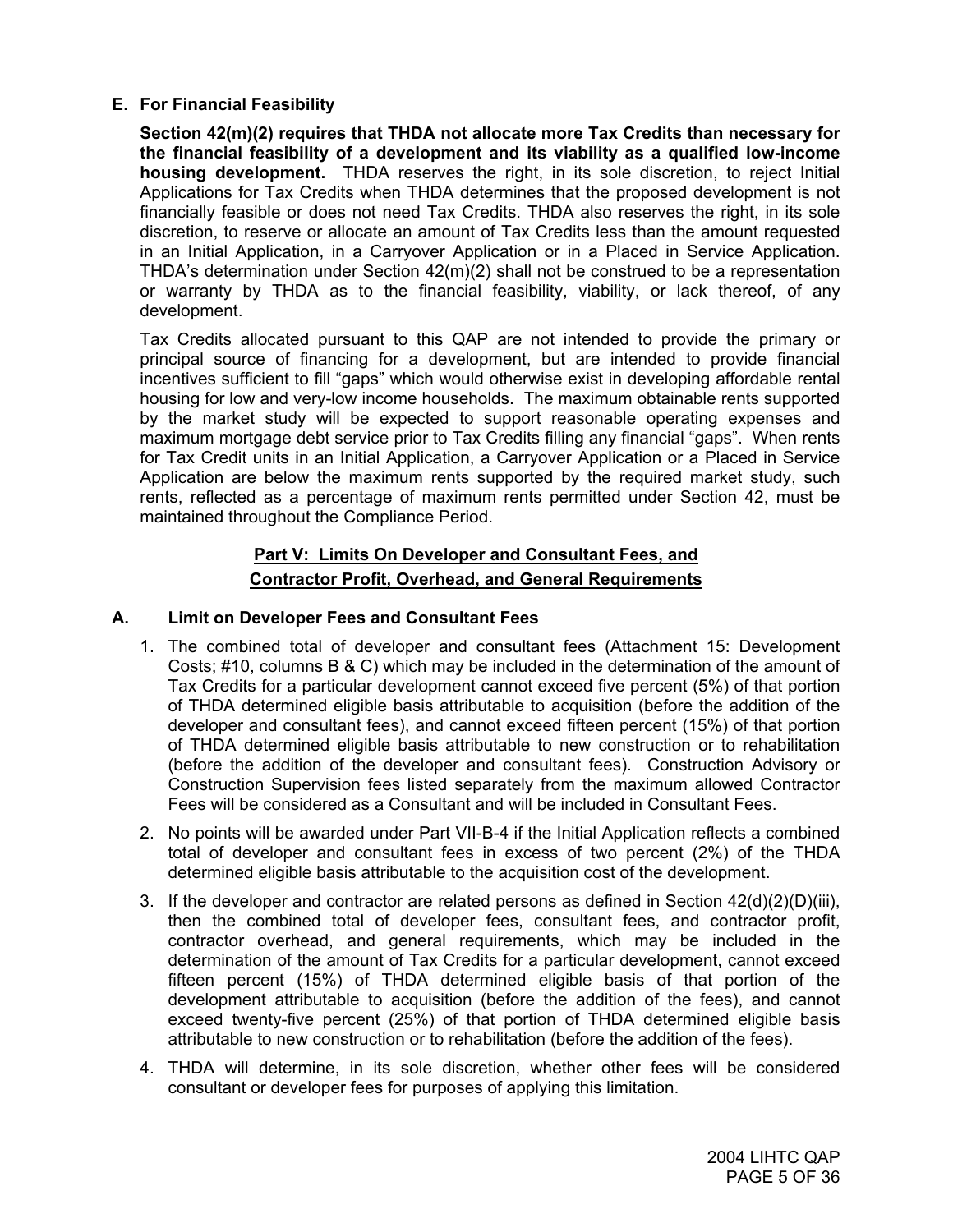**E. For Financial Feasibility**

**Section 42(m)(2) requires that THDA not allocate more Tax Credits than necessary for the financial feasibility of a development and its viability as a qualified low-income housing development.** THDA reserves the right, in its sole discretion, to reject Initial Applications for Tax Credits when THDA determines that the proposed development is not financially feasible or does not need Tax Credits. THDA also reserves the right, in its sole discretion, to reserve or allocate an amount of Tax Credits less than the amount requested in an Initial Application, in a Carryover Application or in a Placed in Service Application. THDA's determination under Section 42(m)(2) shall not be construed to be a representation or warranty by THDA as to the financial feasibility, viability, or lack thereof, of any development.

Tax Credits allocated pursuant to this QAP are not intended to provide the primary or principal source of financing for a development, but are intended to provide financial incentives sufficient to fill "gaps" which would otherwise exist in developing affordable rental housing for low and very-low income households. The maximum obtainable rents supported by the market study will be expected to support reasonable operating expenses and maximum mortgage debt service prior to Tax Credits filling any financial "gaps". When rents for Tax Credit units in an Initial Application, a Carryover Application or a Placed in Service Application are below the maximum rents supported by the required market study, such rents, reflected as a percentage of maximum rents permitted under Section 42, must be maintained throughout the Compliance Period.

## Part V: Limits On Developer and Consultant Fees, and Contractor Profit, Overhead, and General Requirements

**A. Limit on Developer Fees and Consultant Fees**

1. The combined total of developer and consultant fees (Attachment 15: Development Costs; #10, columns B & C) which may be included in the determination of the amount of Tax Credits for a particular development cannot exceed five percent (5%) of that portion of THDA determined eligible basis attributable to acquisition (before the addition of the developer and consultant fees), and cannot exceed fifteen percent (15%) of that portion of THDA determined eligible basis attributable to new construction or to rehabilitation (before the addition of the developer and consultant fees). Construction Advisory or Construction Supervision fees listed separately from the maximum allowed Contractor Fees will be considered as a Consultant and will be included in Consultant Fees.
2. No points will be awarded under Part VII-B-4 if the Initial Application reflects a combined total of developer and consultant fees in excess of two percent (2%) of the THDA determined eligible basis attributable to the acquisition cost of the development.
3. If the developer and contractor are related persons as defined in Section 42(d)(2)(D)(iii), then the combined total of developer fees, consultant fees, and contractor profit, contractor overhead, and general requirements, which may be included in the determination of the amount of Tax Credits for a particular development, cannot exceed fifteen percent (15%) of THDA determined eligible basis of that portion of the development attributable to acquisition (before the addition of the fees), and cannot exceed twenty-five percent (25%) of that portion of THDA determined eligible basis attributable to new construction or to rehabilitation (before the addition of the fees).
4. THDA will determine, in its sole discretion, whether other fees will be considered consultant or developer fees for purposes of applying this limitation.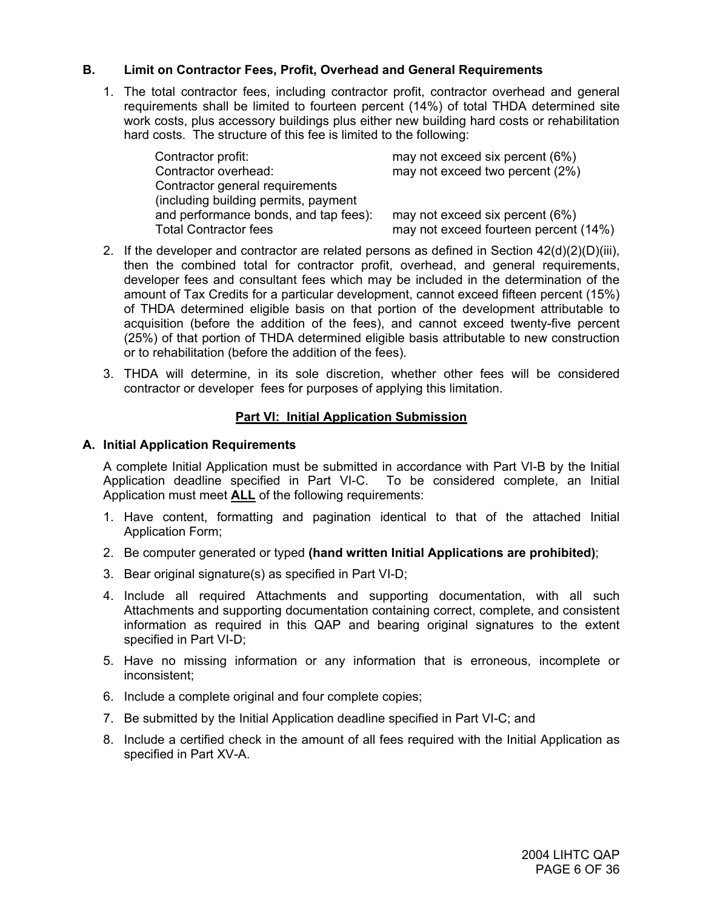### B. Limit on Contractor Fees, Profit, Overhead and General Requirements

1. The total contractor fees, including contractor profit, contractor overhead and general requirements shall be limited to fourteen percent (14%) of total THDA determined site work costs, plus accessory buildings plus either new building hard costs or rehabilitation hard costs. The structure of this fee is limited to the following:

| | |
|---|---|
| Contractor profit: | may not exceed six percent (6%) |
| Contractor overhead: | may not exceed two percent (2%) |
| Contractor general requirements (including building permits, payment and performance bonds, and tap fees): | may not exceed six percent (6%) |
| Total Contractor fees | may not exceed fourteen percent (14%) |

2. If the developer and contractor are related persons as defined in Section 42(d)(2)(D)(iii), then the combined total for contractor profit, overhead, and general requirements, developer fees and consultant fees which may be included in the determination of the amount of Tax Credits for a particular development, cannot exceed fifteen percent (15%) of THDA determined eligible basis on that portion of the development attributable to acquisition (before the addition of the fees), and cannot exceed twenty-five percent (25%) of that portion of THDA determined eligible basis attributable to new construction or to rehabilitation (before the addition of the fees).

3. THDA will determine, in its sole discretion, whether other fees will be considered contractor or developer fees for purposes of applying this limitation.

## Part VI: Initial Application Submission

### A. Initial Application Requirements

A complete Initial Application must be submitted in accordance with Part VI-B by the Initial Application deadline specified in Part VI-C. To be considered complete, an Initial Application must meet **ALL** of the following requirements:

1. Have content, formatting and pagination identical to that of the attached Initial Application Form;
2. Be computer generated or typed **(hand written Initial Applications are prohibited)**;
3. Bear original signature(s) as specified in Part VI-D;
4. Include all required Attachments and supporting documentation, with all such Attachments and supporting documentation containing correct, complete, and consistent information as required in this QAP and bearing original signatures to the extent specified in Part VI-D;
5. Have no missing information or any information that is erroneous, incomplete or inconsistent;
6. Include a complete original and four complete copies;
7. Be submitted by the Initial Application deadline specified in Part VI-C; and
8. Include a certified check in the amount of all fees required with the Initial Application as specified in Part XV-A.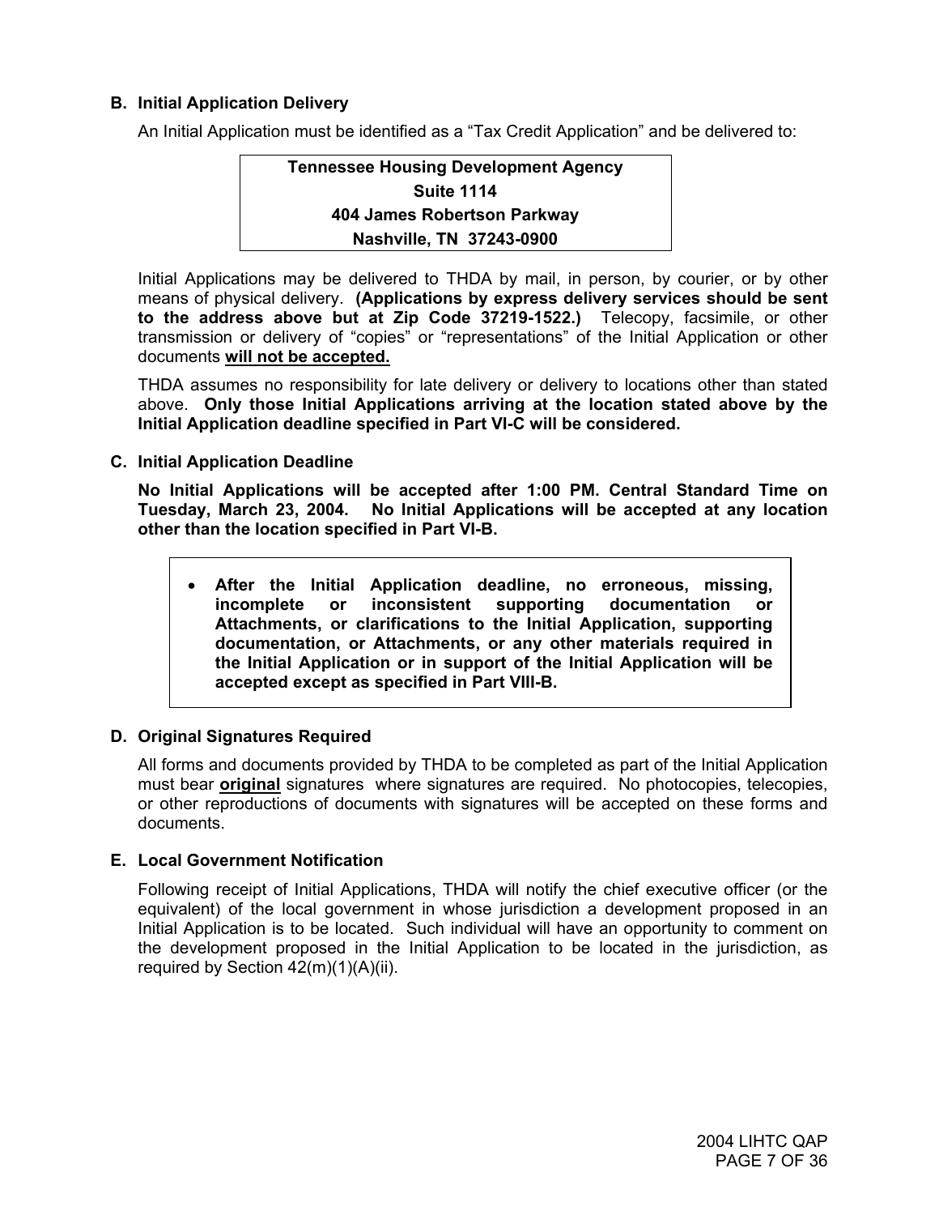## B. Initial Application Delivery

An Initial Application must be identified as a "Tax Credit Application" and be delivered to:

**Tennessee Housing Development Agency**
**Suite 1114**
**404 James Robertson Parkway**
**Nashville, TN 37243-0900**

Initial Applications may be delivered to THDA by mail, in person, by courier, or by other means of physical delivery. **(Applications by express delivery services should be sent to the address above but at Zip Code 37219-1522.)** Telecopy, facsimile, or other transmission or delivery of "copies" or "representations" of the Initial Application or other documents **<u>will not be accepted.</u>**

THDA assumes no responsibility for late delivery or delivery to locations other than stated above. **Only those Initial Applications arriving at the location stated above by the Initial Application deadline specified in Part VI-C will be considered.**

## C. Initial Application Deadline

**No Initial Applications will be accepted after 1:00 PM. Central Standard Time on Tuesday, March 23, 2004. No Initial Applications will be accepted at any location other than the location specified in Part VI-B.**

- **After the Initial Application deadline, no erroneous, missing, incomplete or inconsistent supporting documentation or Attachments, or clarifications to the Initial Application, supporting documentation, or Attachments, or any other materials required in the Initial Application or in support of the Initial Application will be accepted except as specified in Part VIII-B.**

## D. Original Signatures Required

All forms and documents provided by THDA to be completed as part of the Initial Application must bear **<u>original</u>** signatures where signatures are required. No photocopies, telecopies, or other reproductions of documents with signatures will be accepted on these forms and documents.

## E. Local Government Notification

Following receipt of Initial Applications, THDA will notify the chief executive officer (or the equivalent) of the local government in whose jurisdiction a development proposed in an Initial Application is to be located. Such individual will have an opportunity to comment on the development proposed in the Initial Application to be located in the jurisdiction, as required by Section 42(m)(1)(A)(ii).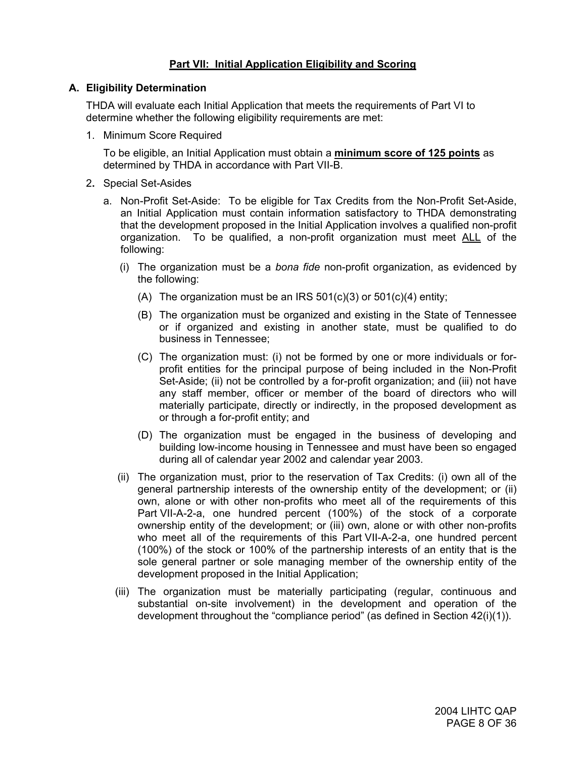## Part VII: Initial Application Eligibility and Scoring

### A. Eligibility Determination

THDA will evaluate each Initial Application that meets the requirements of Part VI to determine whether the following eligibility requirements are met:

1. Minimum Score Required

   To be eligible, an Initial Application must obtain a **minimum score of 125 points** as determined by THDA in accordance with Part VII-B.

2. Special Set-Asides

   a. Non-Profit Set-Aside: To be eligible for Tax Credits from the Non-Profit Set-Aside, an Initial Application must contain information satisfactory to THDA demonstrating that the development proposed in the Initial Application involves a qualified non-profit organization. To be qualified, a non-profit organization must meet ALL of the following:

      (i) The organization must be a *bona fide* non-profit organization, as evidenced by the following:

         (A) The organization must be an IRS 501(c)(3) or 501(c)(4) entity;

         (B) The organization must be organized and existing in the State of Tennessee or if organized and existing in another state, must be qualified to do business in Tennessee;

         (C) The organization must: (i) not be formed by one or more individuals or for-profit entities for the principal purpose of being included in the Non-Profit Set-Aside; (ii) not be controlled by a for-profit organization; and (iii) not have any staff member, officer or member of the board of directors who will materially participate, directly or indirectly, in the proposed development as or through a for-profit entity; and

         (D) The organization must be engaged in the business of developing and building low-income housing in Tennessee and must have been so engaged during all of calendar year 2002 and calendar year 2003.

      (ii) The organization must, prior to the reservation of Tax Credits: (i) own all of the general partnership interests of the ownership entity of the development; or (ii) own, alone or with other non-profits who meet all of the requirements of this Part VII-A-2-a, one hundred percent (100%) of the stock of a corporate ownership entity of the development; or (iii) own, alone or with other non-profits who meet all of the requirements of this Part VII-A-2-a, one hundred percent (100%) of the stock or 100% of the partnership interests of an entity that is the sole general partner or sole managing member of the ownership entity of the development proposed in the Initial Application;

      (iii) The organization must be materially participating (regular, continuous and substantial on-site involvement) in the development and operation of the development throughout the "compliance period" (as defined in Section 42(i)(1)).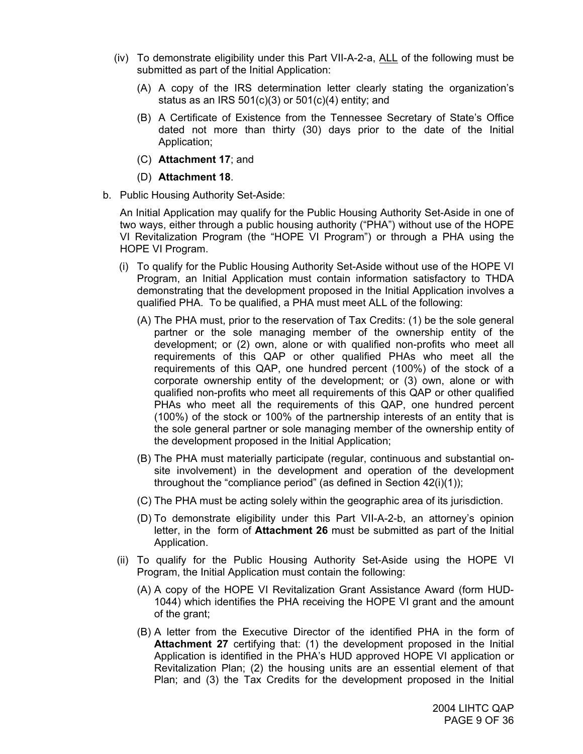(iv) To demonstrate eligibility under this Part VII-A-2-a, ALL of the following must be submitted as part of the Initial Application:

(A) A copy of the IRS determination letter clearly stating the organization's status as an IRS 501(c)(3) or 501(c)(4) entity; and

(B) A Certificate of Existence from the Tennessee Secretary of State's Office dated not more than thirty (30) days prior to the date of the Initial Application;

(C) **Attachment 17**; and

(D) **Attachment 18**.

b. Public Housing Authority Set-Aside:

An Initial Application may qualify for the Public Housing Authority Set-Aside in one of two ways, either through a public housing authority ("PHA") without use of the HOPE VI Revitalization Program (the "HOPE VI Program") or through a PHA using the HOPE VI Program.

(i) To qualify for the Public Housing Authority Set-Aside without use of the HOPE VI Program, an Initial Application must contain information satisfactory to THDA demonstrating that the development proposed in the Initial Application involves a qualified PHA. To be qualified, a PHA must meet ALL of the following:

(A) The PHA must, prior to the reservation of Tax Credits: (1) be the sole general partner or the sole managing member of the ownership entity of the development; or (2) own, alone or with qualified non-profits who meet all requirements of this QAP or other qualified PHAs who meet all the requirements of this QAP, one hundred percent (100%) of the stock of a corporate ownership entity of the development; or (3) own, alone or with qualified non-profits who meet all requirements of this QAP or other qualified PHAs who meet all the requirements of this QAP, one hundred percent (100%) of the stock or 100% of the partnership interests of an entity that is the sole general partner or sole managing member of the ownership entity of the development proposed in the Initial Application;

(B) The PHA must materially participate (regular, continuous and substantial on-site involvement) in the development and operation of the development throughout the "compliance period" (as defined in Section 42(i)(1));

(C) The PHA must be acting solely within the geographic area of its jurisdiction.

(D) To demonstrate eligibility under this Part VII-A-2-b, an attorney's opinion letter, in the form of **Attachment 26** must be submitted as part of the Initial Application.

(ii) To qualify for the Public Housing Authority Set-Aside using the HOPE VI Program, the Initial Application must contain the following:

(A) A copy of the HOPE VI Revitalization Grant Assistance Award (form HUD-1044) which identifies the PHA receiving the HOPE VI grant and the amount of the grant;

(B) A letter from the Executive Director of the identified PHA in the form of **Attachment 27** certifying that: (1) the development proposed in the Initial Application is identified in the PHA's HUD approved HOPE VI application or Revitalization Plan; (2) the housing units are an essential element of that Plan; and (3) the Tax Credits for the development proposed in the Initial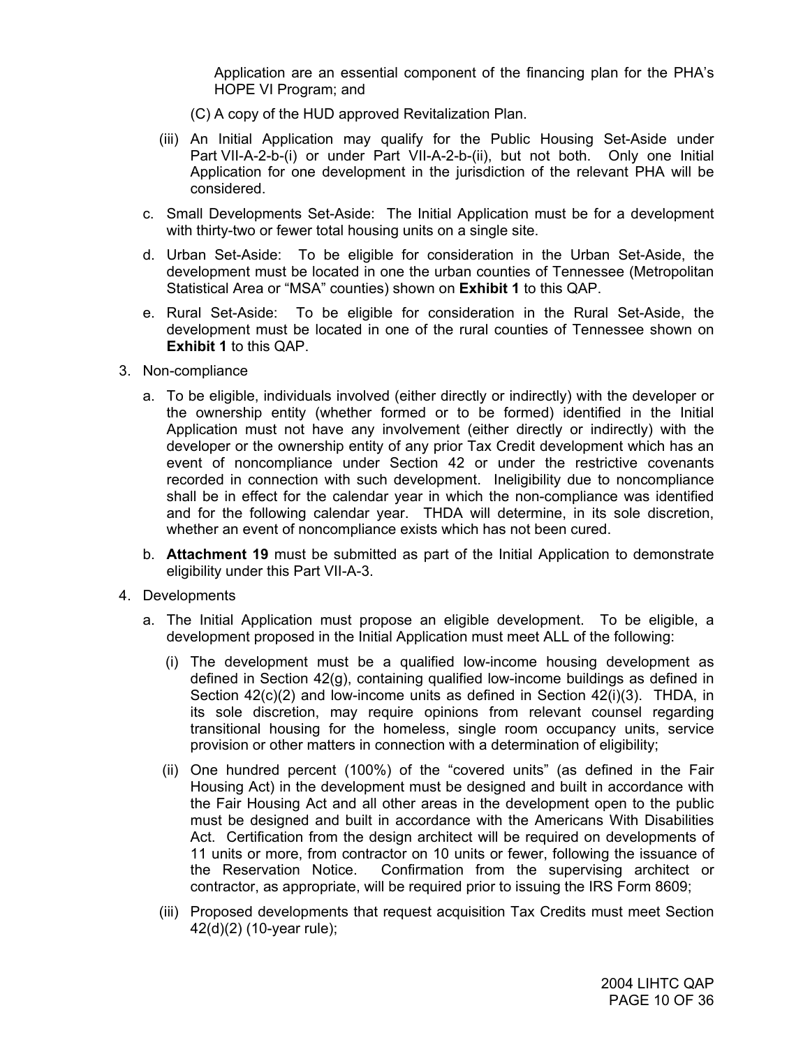Application are an essential component of the financing plan for the PHA's HOPE VI Program; and

(C) A copy of the HUD approved Revitalization Plan.

(iii) An Initial Application may qualify for the Public Housing Set-Aside under Part VII-A-2-b-(i) or under Part VII-A-2-b-(ii), but not both. Only one Initial Application for one development in the jurisdiction of the relevant PHA will be considered.

c. Small Developments Set-Aside: The Initial Application must be for a development with thirty-two or fewer total housing units on a single site.

d. Urban Set-Aside: To be eligible for consideration in the Urban Set-Aside, the development must be located in one the urban counties of Tennessee (Metropolitan Statistical Area or "MSA" counties) shown on **Exhibit 1** to this QAP.

e. Rural Set-Aside: To be eligible for consideration in the Rural Set-Aside, the development must be located in one of the rural counties of Tennessee shown on **Exhibit 1** to this QAP.

3. Non-compliance

   a. To be eligible, individuals involved (either directly or indirectly) with the developer or the ownership entity (whether formed or to be formed) identified in the Initial Application must not have any involvement (either directly or indirectly) with the developer or the ownership entity of any prior Tax Credit development which has an event of noncompliance under Section 42 or under the restrictive covenants recorded in connection with such development. Ineligibility due to noncompliance shall be in effect for the calendar year in which the non-compliance was identified and for the following calendar year. THDA will determine, in its sole discretion, whether an event of noncompliance exists which has not been cured.

   b. **Attachment 19** must be submitted as part of the Initial Application to demonstrate eligibility under this Part VII-A-3.

4. Developments

   a. The Initial Application must propose an eligible development. To be eligible, a development proposed in the Initial Application must meet ALL of the following:

      (i) The development must be a qualified low-income housing development as defined in Section 42(g), containing qualified low-income buildings as defined in Section 42(c)(2) and low-income units as defined in Section 42(i)(3). THDA, in its sole discretion, may require opinions from relevant counsel regarding transitional housing for the homeless, single room occupancy units, service provision or other matters in connection with a determination of eligibility;

      (ii) One hundred percent (100%) of the "covered units" (as defined in the Fair Housing Act) in the development must be designed and built in accordance with the Fair Housing Act and all other areas in the development open to the public must be designed and built in accordance with the Americans With Disabilities Act. Certification from the design architect will be required on developments of 11 units or more, from contractor on 10 units or fewer, following the issuance of the Reservation Notice. Confirmation from the supervising architect or contractor, as appropriate, will be required prior to issuing the IRS Form 8609;

      (iii) Proposed developments that request acquisition Tax Credits must meet Section 42(d)(2) (10-year rule);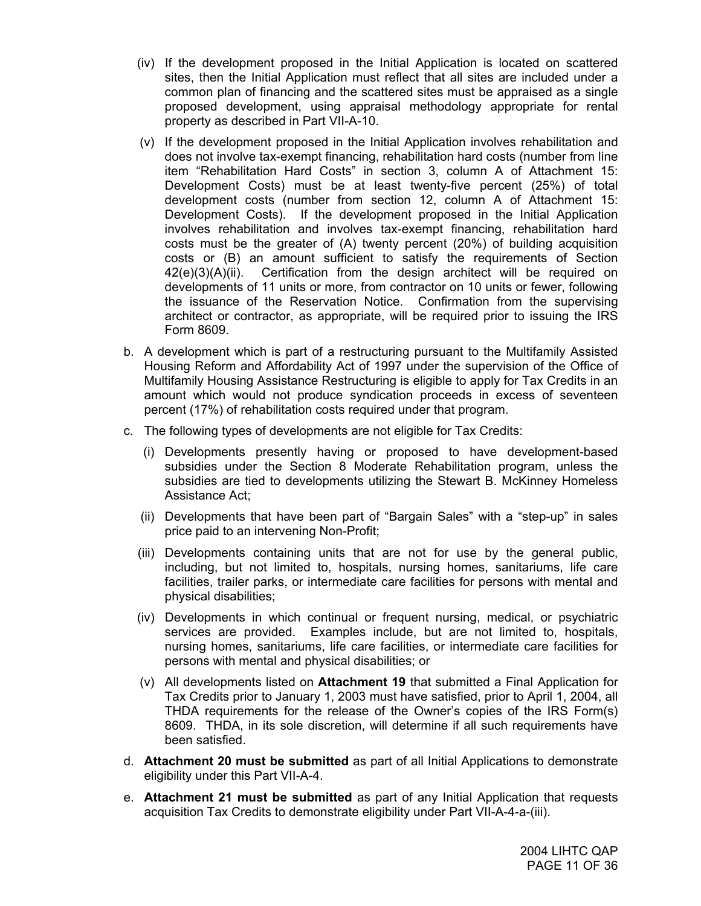(iv) If the development proposed in the Initial Application is located on scattered sites, then the Initial Application must reflect that all sites are included under a common plan of financing and the scattered sites must be appraised as a single proposed development, using appraisal methodology appropriate for rental property as described in Part VII-A-10.

(v) If the development proposed in the Initial Application involves rehabilitation and does not involve tax-exempt financing, rehabilitation hard costs (number from line item "Rehabilitation Hard Costs" in section 3, column A of Attachment 15: Development Costs) must be at least twenty-five percent (25%) of total development costs (number from section 12, column A of Attachment 15: Development Costs). If the development proposed in the Initial Application involves rehabilitation and involves tax-exempt financing, rehabilitation hard costs must be the greater of (A) twenty percent (20%) of building acquisition costs or (B) an amount sufficient to satisfy the requirements of Section 42(e)(3)(A)(ii). Certification from the design architect will be required on developments of 11 units or more, from contractor on 10 units or fewer, following the issuance of the Reservation Notice. Confirmation from the supervising architect or contractor, as appropriate, will be required prior to issuing the IRS Form 8609.

b. A development which is part of a restructuring pursuant to the Multifamily Assisted Housing Reform and Affordability Act of 1997 under the supervision of the Office of Multifamily Housing Assistance Restructuring is eligible to apply for Tax Credits in an amount which would not produce syndication proceeds in excess of seventeen percent (17%) of rehabilitation costs required under that program.

c. The following types of developments are not eligible for Tax Credits:

(i) Developments presently having or proposed to have development-based subsidies under the Section 8 Moderate Rehabilitation program, unless the subsidies are tied to developments utilizing the Stewart B. McKinney Homeless Assistance Act;

(ii) Developments that have been part of "Bargain Sales" with a "step-up" in sales price paid to an intervening Non-Profit;

(iii) Developments containing units that are not for use by the general public, including, but not limited to, hospitals, nursing homes, sanitariums, life care facilities, trailer parks, or intermediate care facilities for persons with mental and physical disabilities;

(iv) Developments in which continual or frequent nursing, medical, or psychiatric services are provided. Examples include, but are not limited to, hospitals, nursing homes, sanitariums, life care facilities, or intermediate care facilities for persons with mental and physical disabilities; or

(v) All developments listed on **Attachment 19** that submitted a Final Application for Tax Credits prior to January 1, 2003 must have satisfied, prior to April 1, 2004, all THDA requirements for the release of the Owner's copies of the IRS Form(s) 8609. THDA, in its sole discretion, will determine if all such requirements have been satisfied.

d. **Attachment 20 must be submitted** as part of all Initial Applications to demonstrate eligibility under this Part VII-A-4.

e. **Attachment 21 must be submitted** as part of any Initial Application that requests acquisition Tax Credits to demonstrate eligibility under Part VII-A-4-a-(iii).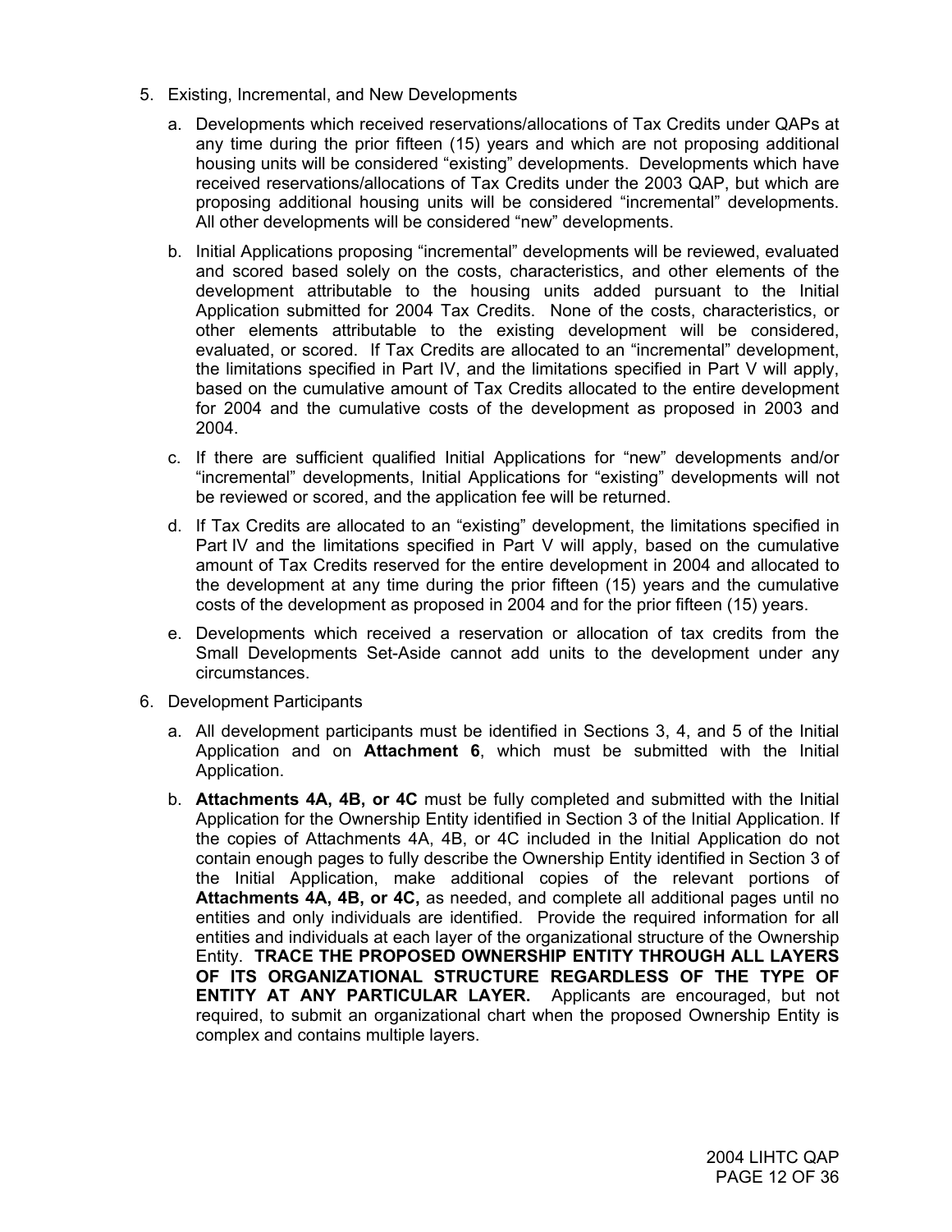5. Existing, Incremental, and New Developments

   a. Developments which received reservations/allocations of Tax Credits under QAPs at any time during the prior fifteen (15) years and which are not proposing additional housing units will be considered "existing" developments. Developments which have received reservations/allocations of Tax Credits under the 2003 QAP, but which are proposing additional housing units will be considered "incremental" developments. All other developments will be considered "new" developments.

   b. Initial Applications proposing "incremental" developments will be reviewed, evaluated and scored based solely on the costs, characteristics, and other elements of the development attributable to the housing units added pursuant to the Initial Application submitted for 2004 Tax Credits. None of the costs, characteristics, or other elements attributable to the existing development will be considered, evaluated, or scored. If Tax Credits are allocated to an "incremental" development, the limitations specified in Part IV, and the limitations specified in Part V will apply, based on the cumulative amount of Tax Credits allocated to the entire development for 2004 and the cumulative costs of the development as proposed in 2003 and 2004.

   c. If there are sufficient qualified Initial Applications for "new" developments and/or "incremental" developments, Initial Applications for "existing" developments will not be reviewed or scored, and the application fee will be returned.

   d. If Tax Credits are allocated to an "existing" development, the limitations specified in Part IV and the limitations specified in Part V will apply, based on the cumulative amount of Tax Credits reserved for the entire development in 2004 and allocated to the development at any time during the prior fifteen (15) years and the cumulative costs of the development as proposed in 2004 and for the prior fifteen (15) years.

   e. Developments which received a reservation or allocation of tax credits from the Small Developments Set-Aside cannot add units to the development under any circumstances.

6. Development Participants

   a. All development participants must be identified in Sections 3, 4, and 5 of the Initial Application and on **Attachment 6**, which must be submitted with the Initial Application.

   b. **Attachments 4A, 4B, or 4C** must be fully completed and submitted with the Initial Application for the Ownership Entity identified in Section 3 of the Initial Application. If the copies of Attachments 4A, 4B, or 4C included in the Initial Application do not contain enough pages to fully describe the Ownership Entity identified in Section 3 of the Initial Application, make additional copies of the relevant portions of **Attachments 4A, 4B, or 4C,** as needed, and complete all additional pages until no entities and only individuals are identified. Provide the required information for all entities and individuals at each layer of the organizational structure of the Ownership Entity. **TRACE THE PROPOSED OWNERSHIP ENTITY THROUGH ALL LAYERS OF ITS ORGANIZATIONAL STRUCTURE REGARDLESS OF THE TYPE OF ENTITY AT ANY PARTICULAR LAYER.** Applicants are encouraged, but not required, to submit an organizational chart when the proposed Ownership Entity is complex and contains multiple layers.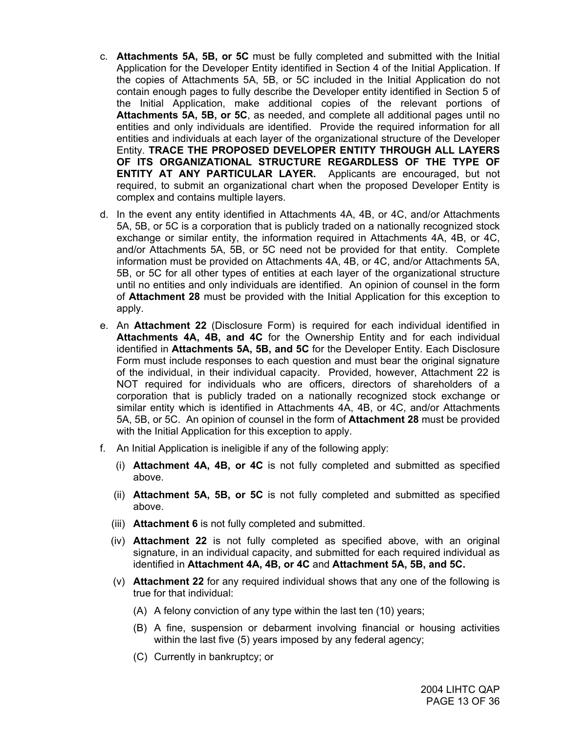c. **Attachments 5A, 5B, or 5C** must be fully completed and submitted with the Initial Application for the Developer Entity identified in Section 4 of the Initial Application. If the copies of Attachments 5A, 5B, or 5C included in the Initial Application do not contain enough pages to fully describe the Developer entity identified in Section 5 of the Initial Application, make additional copies of the relevant portions of **Attachments 5A, 5B, or 5C**, as needed, and complete all additional pages until no entities and only individuals are identified. Provide the required information for all entities and individuals at each layer of the organizational structure of the Developer Entity. **TRACE THE PROPOSED DEVELOPER ENTITY THROUGH ALL LAYERS OF ITS ORGANIZATIONAL STRUCTURE REGARDLESS OF THE TYPE OF ENTITY AT ANY PARTICULAR LAYER.** Applicants are encouraged, but not required, to submit an organizational chart when the proposed Developer Entity is complex and contains multiple layers.

d. In the event any entity identified in Attachments 4A, 4B, or 4C, and/or Attachments 5A, 5B, or 5C is a corporation that is publicly traded on a nationally recognized stock exchange or similar entity, the information required in Attachments 4A, 4B, or 4C, and/or Attachments 5A, 5B, or 5C need not be provided for that entity. Complete information must be provided on Attachments 4A, 4B, or 4C, and/or Attachments 5A, 5B, or 5C for all other types of entities at each layer of the organizational structure until no entities and only individuals are identified. An opinion of counsel in the form of **Attachment 28** must be provided with the Initial Application for this exception to apply.

e. An **Attachment 22** (Disclosure Form) is required for each individual identified in **Attachments 4A, 4B, and 4C** for the Ownership Entity and for each individual identified in **Attachments 5A, 5B, and 5C** for the Developer Entity. Each Disclosure Form must include responses to each question and must bear the original signature of the individual, in their individual capacity. Provided, however, Attachment 22 is NOT required for individuals who are officers, directors of shareholders of a corporation that is publicly traded on a nationally recognized stock exchange or similar entity which is identified in Attachments 4A, 4B, or 4C, and/or Attachments 5A, 5B, or 5C. An opinion of counsel in the form of **Attachment 28** must be provided with the Initial Application for this exception to apply.

f. An Initial Application is ineligible if any of the following apply:

   (i) **Attachment 4A, 4B, or 4C** is not fully completed and submitted as specified above.

   (ii) **Attachment 5A, 5B, or 5C** is not fully completed and submitted as specified above.

   (iii) **Attachment 6** is not fully completed and submitted.

   (iv) **Attachment 22** is not fully completed as specified above, with an original signature, in an individual capacity, and submitted for each required individual as identified in **Attachment 4A, 4B, or 4C** and **Attachment 5A, 5B, and 5C.**

   (v) **Attachment 22** for any required individual shows that any one of the following is true for that individual:

      (A) A felony conviction of any type within the last ten (10) years;

      (B) A fine, suspension or debarment involving financial or housing activities within the last five (5) years imposed by any federal agency;

      (C) Currently in bankruptcy; or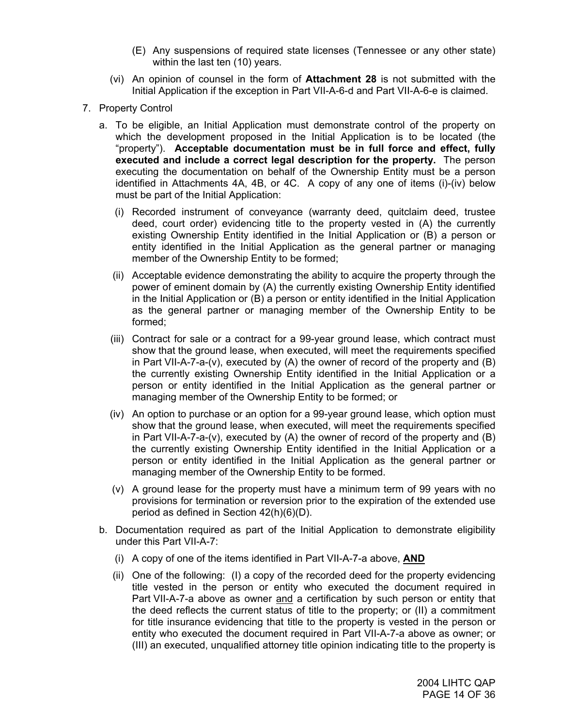(E) Any suspensions of required state licenses (Tennessee or any other state) within the last ten (10) years.

(vi) An opinion of counsel in the form of **Attachment 28** is not submitted with the Initial Application if the exception in Part VII-A-6-d and Part VII-A-6-e is claimed.

7. Property Control

   a. To be eligible, an Initial Application must demonstrate control of the property on which the development proposed in the Initial Application is to be located (the "property"). **Acceptable documentation must be in full force and effect, fully executed and include a correct legal description for the property.** The person executing the documentation on behalf of the Ownership Entity must be a person identified in Attachments 4A, 4B, or 4C. A copy of any one of items (i)-(iv) below must be part of the Initial Application:

      (i) Recorded instrument of conveyance (warranty deed, quitclaim deed, trustee deed, court order) evidencing title to the property vested in (A) the currently existing Ownership Entity identified in the Initial Application or (B) a person or entity identified in the Initial Application as the general partner or managing member of the Ownership Entity to be formed;

      (ii) Acceptable evidence demonstrating the ability to acquire the property through the power of eminent domain by (A) the currently existing Ownership Entity identified in the Initial Application or (B) a person or entity identified in the Initial Application as the general partner or managing member of the Ownership Entity to be formed;

      (iii) Contract for sale or a contract for a 99-year ground lease, which contract must show that the ground lease, when executed, will meet the requirements specified in Part VII-A-7-a-(v), executed by (A) the owner of record of the property and (B) the currently existing Ownership Entity identified in the Initial Application or a person or entity identified in the Initial Application as the general partner or managing member of the Ownership Entity to be formed; or

      (iv) An option to purchase or an option for a 99-year ground lease, which option must show that the ground lease, when executed, will meet the requirements specified in Part VII-A-7-a-(v), executed by (A) the owner of record of the property and (B) the currently existing Ownership Entity identified in the Initial Application or a person or entity identified in the Initial Application as the general partner or managing member of the Ownership Entity to be formed.

      (v) A ground lease for the property must have a minimum term of 99 years with no provisions for termination or reversion prior to the expiration of the extended use period as defined in Section 42(h)(6)(D).

   b. Documentation required as part of the Initial Application to demonstrate eligibility under this Part VII-A-7:

      (i) A copy of one of the items identified in Part VII-A-7-a above, **AND**

      (ii) One of the following: (I) a copy of the recorded deed for the property evidencing title vested in the person or entity who executed the document required in Part VII-A-7-a above as owner and a certification by such person or entity that the deed reflects the current status of title to the property; or (II) a commitment for title insurance evidencing that title to the property is vested in the person or entity who executed the document required in Part VII-A-7-a above as owner; or (III) an executed, unqualified attorney title opinion indicating title to the property is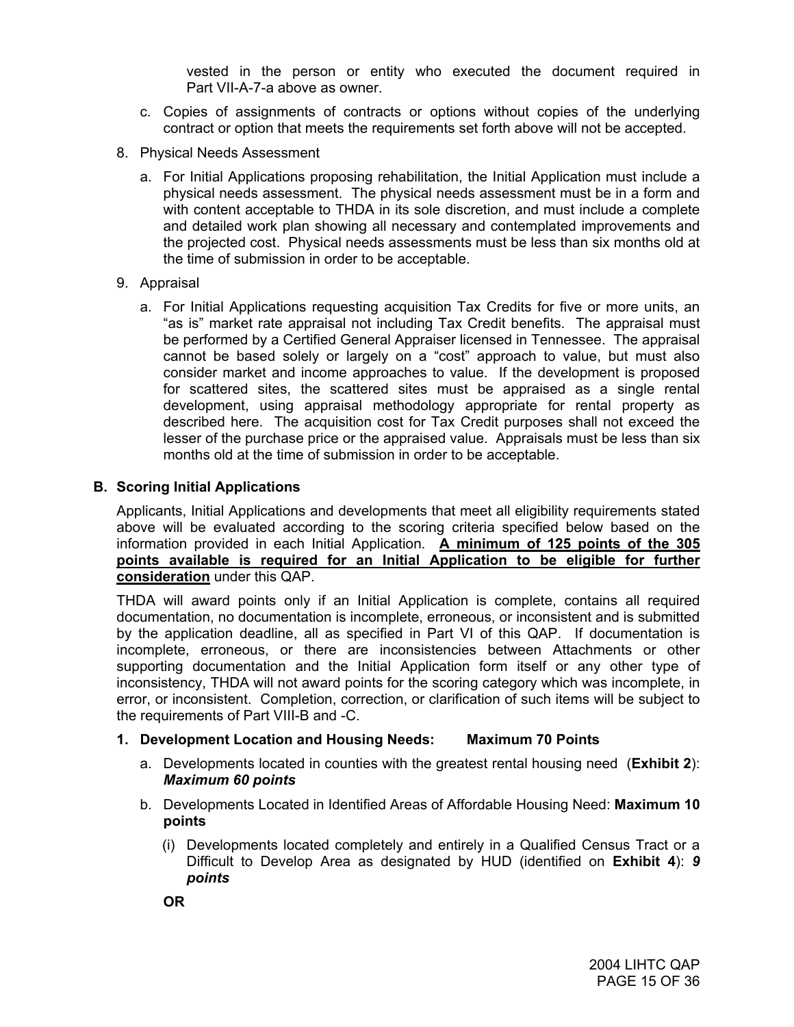vested in the person or entity who executed the document required in Part VII-A-7-a above as owner.

c. Copies of assignments of contracts or options without copies of the underlying contract or option that meets the requirements set forth above will not be accepted.

8. Physical Needs Assessment

   a. For Initial Applications proposing rehabilitation, the Initial Application must include a physical needs assessment. The physical needs assessment must be in a form and with content acceptable to THDA in its sole discretion, and must include a complete and detailed work plan showing all necessary and contemplated improvements and the projected cost. Physical needs assessments must be less than six months old at the time of submission in order to be acceptable.

9. Appraisal

   a. For Initial Applications requesting acquisition Tax Credits for five or more units, an "as is" market rate appraisal not including Tax Credit benefits. The appraisal must be performed by a Certified General Appraiser licensed in Tennessee. The appraisal cannot be based solely or largely on a "cost" approach to value, but must also consider market and income approaches to value. If the development is proposed for scattered sites, the scattered sites must be appraised as a single rental development, using appraisal methodology appropriate for rental property as described here. The acquisition cost for Tax Credit purposes shall not exceed the lesser of the purchase price or the appraised value. Appraisals must be less than six months old at the time of submission in order to be acceptable.

## B. Scoring Initial Applications

Applicants, Initial Applications and developments that meet all eligibility requirements stated above will be evaluated according to the scoring criteria specified below based on the information provided in each Initial Application. **A minimum of 125 points of the 305 points available is required for an Initial Application to be eligible for further consideration** under this QAP.

THDA will award points only if an Initial Application is complete, contains all required documentation, no documentation is incomplete, erroneous, or inconsistent and is submitted by the application deadline, all as specified in Part VI of this QAP. If documentation is incomplete, erroneous, or there are inconsistencies between Attachments or other supporting documentation and the Initial Application form itself or any other type of inconsistency, THDA will not award points for the scoring category which was incomplete, in error, or inconsistent. Completion, correction, or clarification of such items will be subject to the requirements of Part VIII-B and -C.

### 1. Development Location and Housing Needs: Maximum 70 Points

a. Developments located in counties with the greatest rental housing need (**Exhibit 2**): ***Maximum 60 points***

b. Developments Located in Identified Areas of Affordable Housing Need: **Maximum 10 points**

   (i) Developments located completely and entirely in a Qualified Census Tract or a Difficult to Develop Area as designated by HUD (identified on **Exhibit 4**): ***9 points***

   **OR**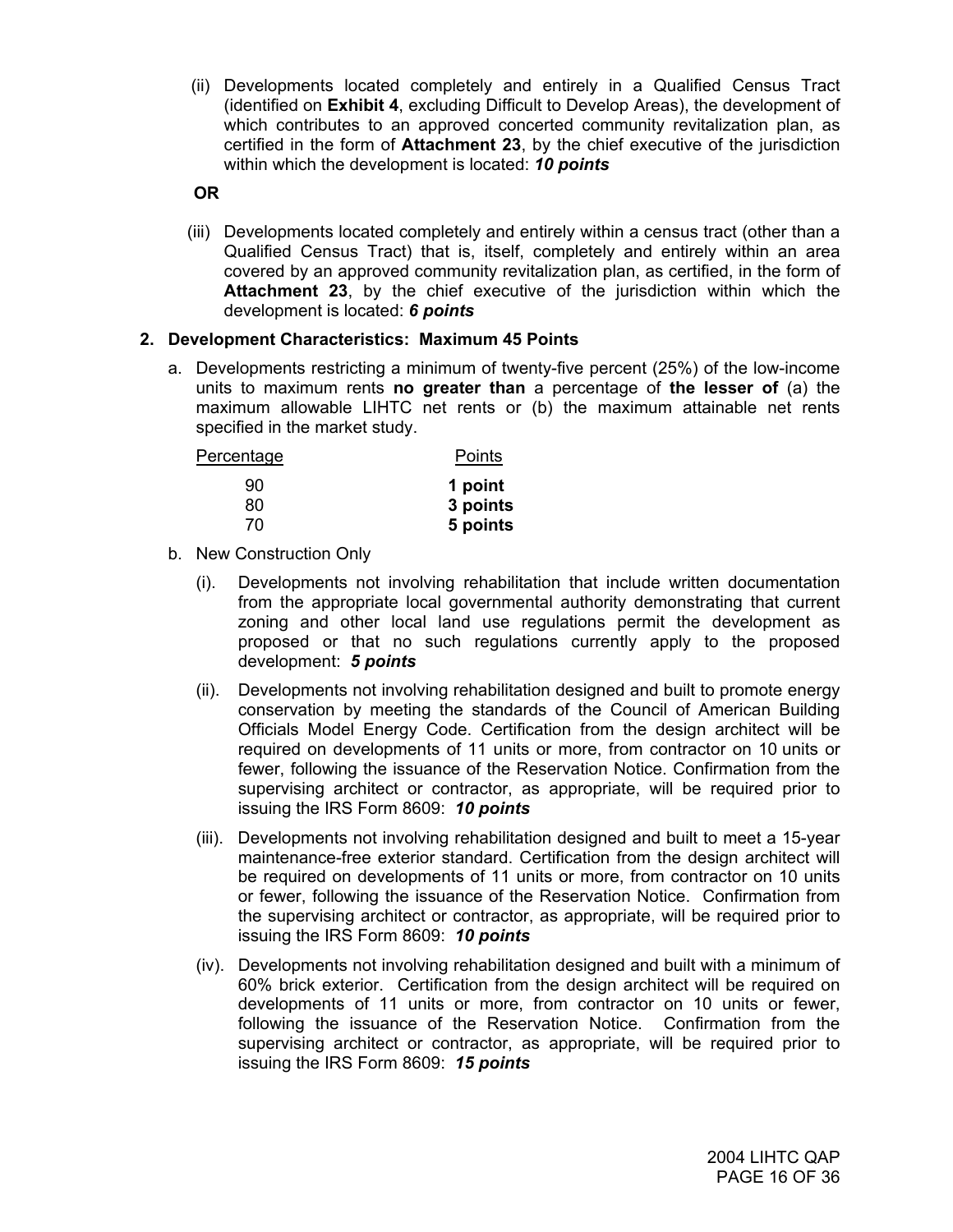(ii) Developments located completely and entirely in a Qualified Census Tract (identified on **Exhibit 4**, excluding Difficult to Develop Areas), the development of which contributes to an approved concerted community revitalization plan, as certified in the form of **Attachment 23**, by the chief executive of the jurisdiction within which the development is located: ***10 points***

**OR**

(iii) Developments located completely and entirely within a census tract (other than a Qualified Census Tract) that is, itself, completely and entirely within an area covered by an approved community revitalization plan, as certified, in the form of **Attachment 23**, by the chief executive of the jurisdiction within which the development is located: ***6 points***

**2. Development Characteristics: Maximum 45 Points**

a. Developments restricting a minimum of twenty-five percent (25%) of the low-income units to maximum rents **no greater than** a percentage of **the lesser of** (a) the maximum allowable LIHTC net rents or (b) the maximum attainable net rents specified in the market study.

| Percentage | Points |
|---|---|
| 90 | **1 point** |
| 80 | **3 points** |
| 70 | **5 points** |

b. New Construction Only

(i). Developments not involving rehabilitation that include written documentation from the appropriate local governmental authority demonstrating that current zoning and other local land use regulations permit the development as proposed or that no such regulations currently apply to the proposed development: ***5 points***

(ii). Developments not involving rehabilitation designed and built to promote energy conservation by meeting the standards of the Council of American Building Officials Model Energy Code. Certification from the design architect will be required on developments of 11 units or more, from contractor on 10 units or fewer, following the issuance of the Reservation Notice. Confirmation from the supervising architect or contractor, as appropriate, will be required prior to issuing the IRS Form 8609: ***10 points***

(iii). Developments not involving rehabilitation designed and built to meet a 15-year maintenance-free exterior standard. Certification from the design architect will be required on developments of 11 units or more, from contractor on 10 units or fewer, following the issuance of the Reservation Notice. Confirmation from the supervising architect or contractor, as appropriate, will be required prior to issuing the IRS Form 8609: ***10 points***

(iv). Developments not involving rehabilitation designed and built with a minimum of 60% brick exterior. Certification from the design architect will be required on developments of 11 units or more, from contractor on 10 units or fewer, following the issuance of the Reservation Notice. Confirmation from the supervising architect or contractor, as appropriate, will be required prior to issuing the IRS Form 8609: ***15 points***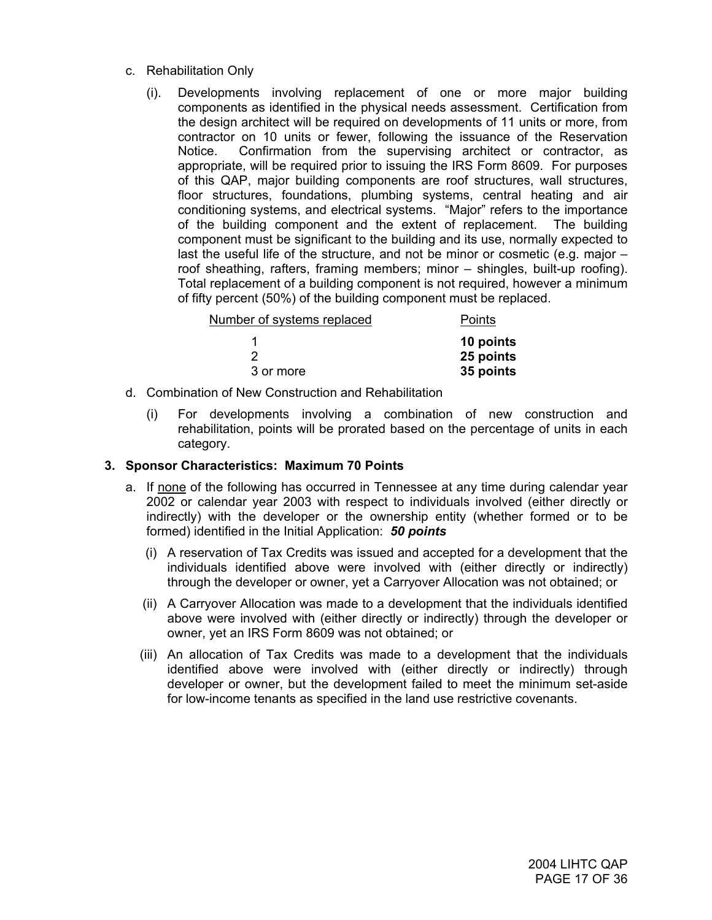c. Rehabilitation Only

(i). Developments involving replacement of one or more major building components as identified in the physical needs assessment. Certification from the design architect will be required on developments of 11 units or more, from contractor on 10 units or fewer, following the issuance of the Reservation Notice. Confirmation from the supervising architect or contractor, as appropriate, will be required prior to issuing the IRS Form 8609. For purposes of this QAP, major building components are roof structures, wall structures, floor structures, foundations, plumbing systems, central heating and air conditioning systems, and electrical systems. "Major" refers to the importance of the building component and the extent of replacement. The building component must be significant to the building and its use, normally expected to last the useful life of the structure, and not be minor or cosmetic (e.g. major – roof sheathing, rafters, framing members; minor – shingles, built-up roofing). Total replacement of a building component is not required, however a minimum of fifty percent (50%) of the building component must be replaced.

| Number of systems replaced | Points |
|---|---|
| 1 | **10 points** |
| 2 | **25 points** |
| 3 or more | **35 points** |

d. Combination of New Construction and Rehabilitation

(i) For developments involving a combination of new construction and rehabilitation, points will be prorated based on the percentage of units in each category.

### 3. Sponsor Characteristics: Maximum 70 Points

a. If none of the following has occurred in Tennessee at any time during calendar year 2002 or calendar year 2003 with respect to individuals involved (either directly or indirectly) with the developer or the ownership entity (whether formed or to be formed) identified in the Initial Application: ***50 points***

(i) A reservation of Tax Credits was issued and accepted for a development that the individuals identified above were involved with (either directly or indirectly) through the developer or owner, yet a Carryover Allocation was not obtained; or

(ii) A Carryover Allocation was made to a development that the individuals identified above were involved with (either directly or indirectly) through the developer or owner, yet an IRS Form 8609 was not obtained; or

(iii) An allocation of Tax Credits was made to a development that the individuals identified above were involved with (either directly or indirectly) through developer or owner, but the development failed to meet the minimum set-aside for low-income tenants as specified in the land use restrictive covenants.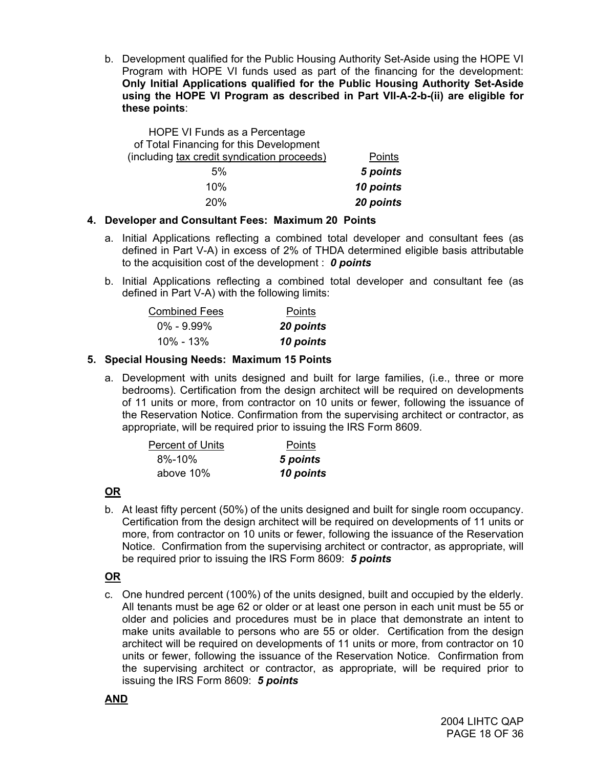b. Development qualified for the Public Housing Authority Set-Aside using the HOPE VI Program with HOPE VI funds used as part of the financing for the development: **Only Initial Applications qualified for the Public Housing Authority Set-Aside using the HOPE VI Program as described in Part VII-A-2-b-(ii) are eligible for these points**:

| HOPE VI Funds as a Percentage of Total Financing for this Development (including tax credit syndication proceeds) | Points |
|---|---|
| 5% | ***5 points*** |
| 10% | ***10 points*** |
| 20% | ***20 points*** |

**4. Developer and Consultant Fees: Maximum 20 Points**

a. Initial Applications reflecting a combined total developer and consultant fees (as defined in Part V-A) in excess of 2% of THDA determined eligible basis attributable to the acquisition cost of the development : ***0 points***

b. Initial Applications reflecting a combined total developer and consultant fee (as defined in Part V-A) with the following limits:

| Combined Fees | Points |
|---|---|
| 0% - 9.99% | ***20 points*** |
| 10% - 13% | ***10 points*** |

**5. Special Housing Needs: Maximum 15 Points**

a. Development with units designed and built for large families, (i.e., three or more bedrooms). Certification from the design architect will be required on developments of 11 units or more, from contractor on 10 units or fewer, following the issuance of the Reservation Notice. Confirmation from the supervising architect or contractor, as appropriate, will be required prior to issuing the IRS Form 8609.

| Percent of Units | Points |
|---|---|
| 8%-10% | ***5 points*** |
| above 10% | ***10 points*** |

**OR**

b. At least fifty percent (50%) of the units designed and built for single room occupancy. Certification from the design architect will be required on developments of 11 units or more, from contractor on 10 units or fewer, following the issuance of the Reservation Notice. Confirmation from the supervising architect or contractor, as appropriate, will be required prior to issuing the IRS Form 8609: ***5 points***

**OR**

c. One hundred percent (100%) of the units designed, built and occupied by the elderly. All tenants must be age 62 or older or at least one person in each unit must be 55 or older and policies and procedures must be in place that demonstrate an intent to make units available to persons who are 55 or older. Certification from the design architect will be required on developments of 11 units or more, from contractor on 10 units or fewer, following the issuance of the Reservation Notice. Confirmation from the supervising architect or contractor, as appropriate, will be required prior to issuing the IRS Form 8609: ***5 points***

**AND**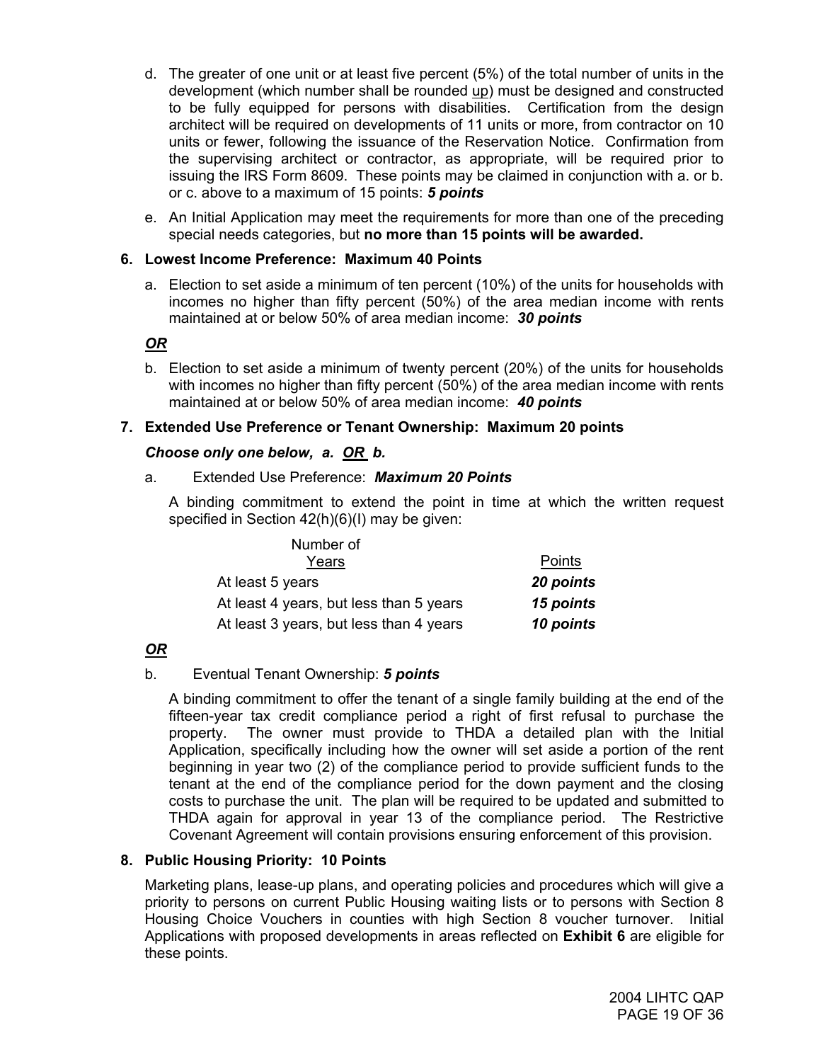d. The greater of one unit or at least five percent (5%) of the total number of units in the development (which number shall be rounded up) must be designed and constructed to be fully equipped for persons with disabilities. Certification from the design architect will be required on developments of 11 units or more, from contractor on 10 units or fewer, following the issuance of the Reservation Notice. Confirmation from the supervising architect or contractor, as appropriate, will be required prior to issuing the IRS Form 8609. These points may be claimed in conjunction with a. or b. or c. above to a maximum of 15 points: ***5 points***

e. An Initial Application may meet the requirements for more than one of the preceding special needs categories, but **no more than 15 points will be awarded.**

**6. Lowest Income Preference: Maximum 40 Points**

a. Election to set aside a minimum of ten percent (10%) of the units for households with incomes no higher than fifty percent (50%) of the area median income with rents maintained at or below 50% of area median income: ***30 points***

***OR***

b. Election to set aside a minimum of twenty percent (20%) of the units for households with incomes no higher than fifty percent (50%) of the area median income with rents maintained at or below 50% of area median income: ***40 points***

**7. Extended Use Preference or Tenant Ownership: Maximum 20 points**

***Choose only one below, a. OR b.***

a. Extended Use Preference: ***Maximum 20 Points***

A binding commitment to extend the point in time at which the written request specified in Section 42(h)(6)(I) may be given:

| Number of Years | Points |
|---|---|
| At least 5 years | ***20 points*** |
| At least 4 years, but less than 5 years | ***15 points*** |
| At least 3 years, but less than 4 years | ***10 points*** |

***OR***

b. Eventual Tenant Ownership: ***5 points***

A binding commitment to offer the tenant of a single family building at the end of the fifteen-year tax credit compliance period a right of first refusal to purchase the property. The owner must provide to THDA a detailed plan with the Initial Application, specifically including how the owner will set aside a portion of the rent beginning in year two (2) of the compliance period to provide sufficient funds to the tenant at the end of the compliance period for the down payment and the closing costs to purchase the unit. The plan will be required to be updated and submitted to THDA again for approval in year 13 of the compliance period. The Restrictive Covenant Agreement will contain provisions ensuring enforcement of this provision.

**8. Public Housing Priority: 10 Points**

Marketing plans, lease-up plans, and operating policies and procedures which will give a priority to persons on current Public Housing waiting lists or to persons with Section 8 Housing Choice Vouchers in counties with high Section 8 voucher turnover. Initial Applications with proposed developments in areas reflected on **Exhibit 6** are eligible for these points.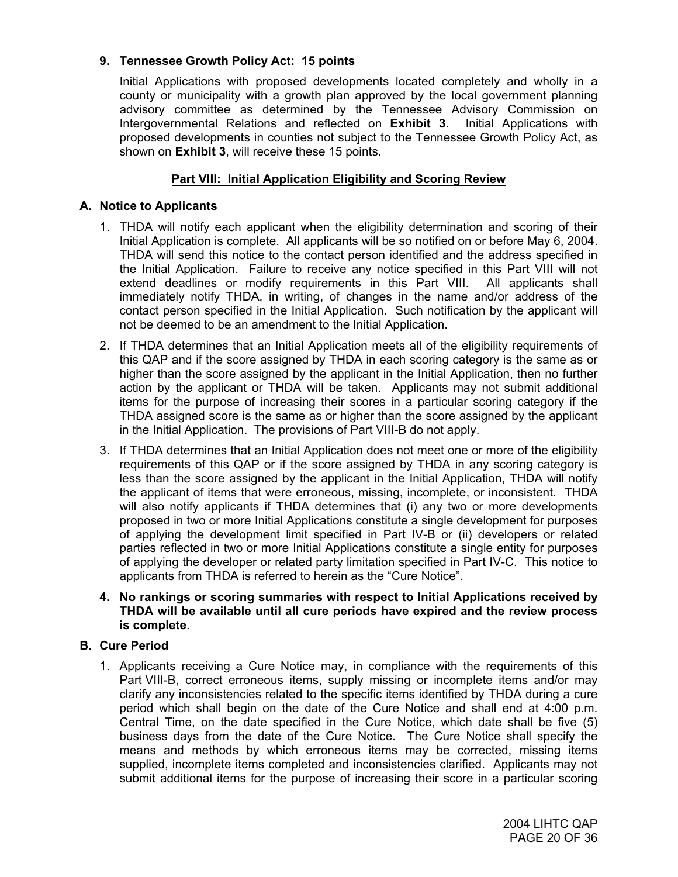**9. Tennessee Growth Policy Act: 15 points**

Initial Applications with proposed developments located completely and wholly in a county or municipality with a growth plan approved by the local government planning advisory committee as determined by the Tennessee Advisory Commission on Intergovernmental Relations and reflected on **Exhibit 3**. Initial Applications with proposed developments in counties not subject to the Tennessee Growth Policy Act, as shown on **Exhibit 3**, will receive these 15 points.

## Part VIII: Initial Application Eligibility and Scoring Review

### A. Notice to Applicants

1. THDA will notify each applicant when the eligibility determination and scoring of their Initial Application is complete. All applicants will be so notified on or before May 6, 2004. THDA will send this notice to the contact person identified and the address specified in the Initial Application. Failure to receive any notice specified in this Part VIII will not extend deadlines or modify requirements in this Part VIII. All applicants shall immediately notify THDA, in writing, of changes in the name and/or address of the contact person specified in the Initial Application. Such notification by the applicant will not be deemed to be an amendment to the Initial Application.
2. If THDA determines that an Initial Application meets all of the eligibility requirements of this QAP and if the score assigned by THDA in each scoring category is the same as or higher than the score assigned by the applicant in the Initial Application, then no further action by the applicant or THDA will be taken. Applicants may not submit additional items for the purpose of increasing their scores in a particular scoring category if the THDA assigned score is the same as or higher than the score assigned by the applicant in the Initial Application. The provisions of Part VIII-B do not apply.
3. If THDA determines that an Initial Application does not meet one or more of the eligibility requirements of this QAP or if the score assigned by THDA in any scoring category is less than the score assigned by the applicant in the Initial Application, THDA will notify the applicant of items that were erroneous, missing, incomplete, or inconsistent. THDA will also notify applicants if THDA determines that (i) any two or more developments proposed in two or more Initial Applications constitute a single development for purposes of applying the development limit specified in Part IV-B or (ii) developers or related parties reflected in two or more Initial Applications constitute a single entity for purposes of applying the developer or related party limitation specified in Part IV-C. This notice to applicants from THDA is referred to herein as the "Cure Notice".
4. **No rankings or scoring summaries with respect to Initial Applications received by THDA will be available until all cure periods have expired and the review process is complete**.

### B. Cure Period

1. Applicants receiving a Cure Notice may, in compliance with the requirements of this Part VIII-B, correct erroneous items, supply missing or incomplete items and/or may clarify any inconsistencies related to the specific items identified by THDA during a cure period which shall begin on the date of the Cure Notice and shall end at 4:00 p.m. Central Time, on the date specified in the Cure Notice, which date shall be five (5) business days from the date of the Cure Notice. The Cure Notice shall specify the means and methods by which erroneous items may be corrected, missing items supplied, incomplete items completed and inconsistencies clarified. Applicants may not submit additional items for the purpose of increasing their score in a particular scoring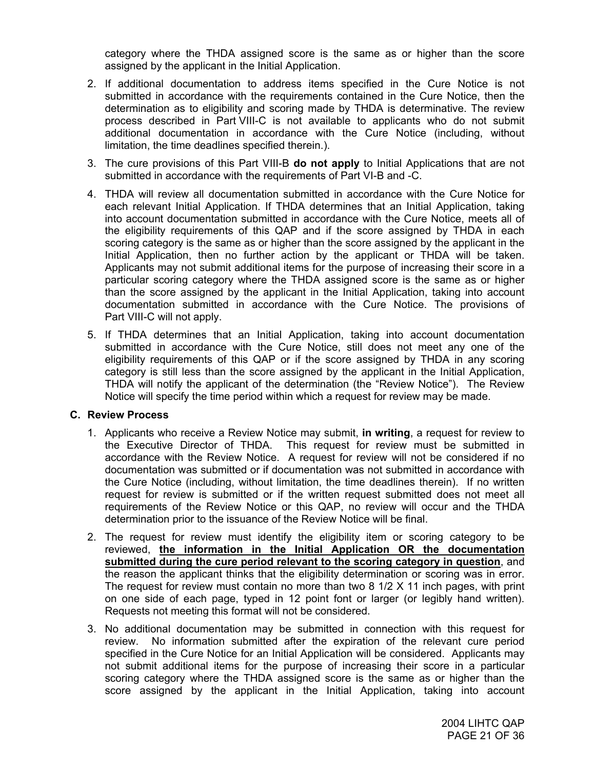category where the THDA assigned score is the same as or higher than the score assigned by the applicant in the Initial Application.

2. If additional documentation to address items specified in the Cure Notice is not submitted in accordance with the requirements contained in the Cure Notice, then the determination as to eligibility and scoring made by THDA is determinative. The review process described in Part VIII-C is not available to applicants who do not submit additional documentation in accordance with the Cure Notice (including, without limitation, the time deadlines specified therein.).

3. The cure provisions of this Part VIII-B **do not apply** to Initial Applications that are not submitted in accordance with the requirements of Part VI-B and -C.

4. THDA will review all documentation submitted in accordance with the Cure Notice for each relevant Initial Application. If THDA determines that an Initial Application, taking into account documentation submitted in accordance with the Cure Notice, meets all of the eligibility requirements of this QAP and if the score assigned by THDA in each scoring category is the same as or higher than the score assigned by the applicant in the Initial Application, then no further action by the applicant or THDA will be taken. Applicants may not submit additional items for the purpose of increasing their score in a particular scoring category where the THDA assigned score is the same as or higher than the score assigned by the applicant in the Initial Application, taking into account documentation submitted in accordance with the Cure Notice. The provisions of Part VIII-C will not apply.

5. If THDA determines that an Initial Application, taking into account documentation submitted in accordance with the Cure Notice, still does not meet any one of the eligibility requirements of this QAP or if the score assigned by THDA in any scoring category is still less than the score assigned by the applicant in the Initial Application, THDA will notify the applicant of the determination (the "Review Notice"). The Review Notice will specify the time period within which a request for review may be made.

### C. Review Process

1. Applicants who receive a Review Notice may submit, **in writing**, a request for review to the Executive Director of THDA. This request for review must be submitted in accordance with the Review Notice. A request for review will not be considered if no documentation was submitted or if documentation was not submitted in accordance with the Cure Notice (including, without limitation, the time deadlines therein). If no written request for review is submitted or if the written request submitted does not meet all requirements of the Review Notice or this QAP, no review will occur and the THDA determination prior to the issuance of the Review Notice will be final.

2. The request for review must identify the eligibility item or scoring category to be reviewed, **the information in the Initial Application OR the documentation submitted during the cure period relevant to the scoring category in question**, and the reason the applicant thinks that the eligibility determination or scoring was in error. The request for review must contain no more than two 8 1/2 X 11 inch pages, with print on one side of each page, typed in 12 point font or larger (or legibly hand written). Requests not meeting this format will not be considered.

3. No additional documentation may be submitted in connection with this request for review. No information submitted after the expiration of the relevant cure period specified in the Cure Notice for an Initial Application will be considered. Applicants may not submit additional items for the purpose of increasing their score in a particular scoring category where the THDA assigned score is the same as or higher than the score assigned by the applicant in the Initial Application, taking into account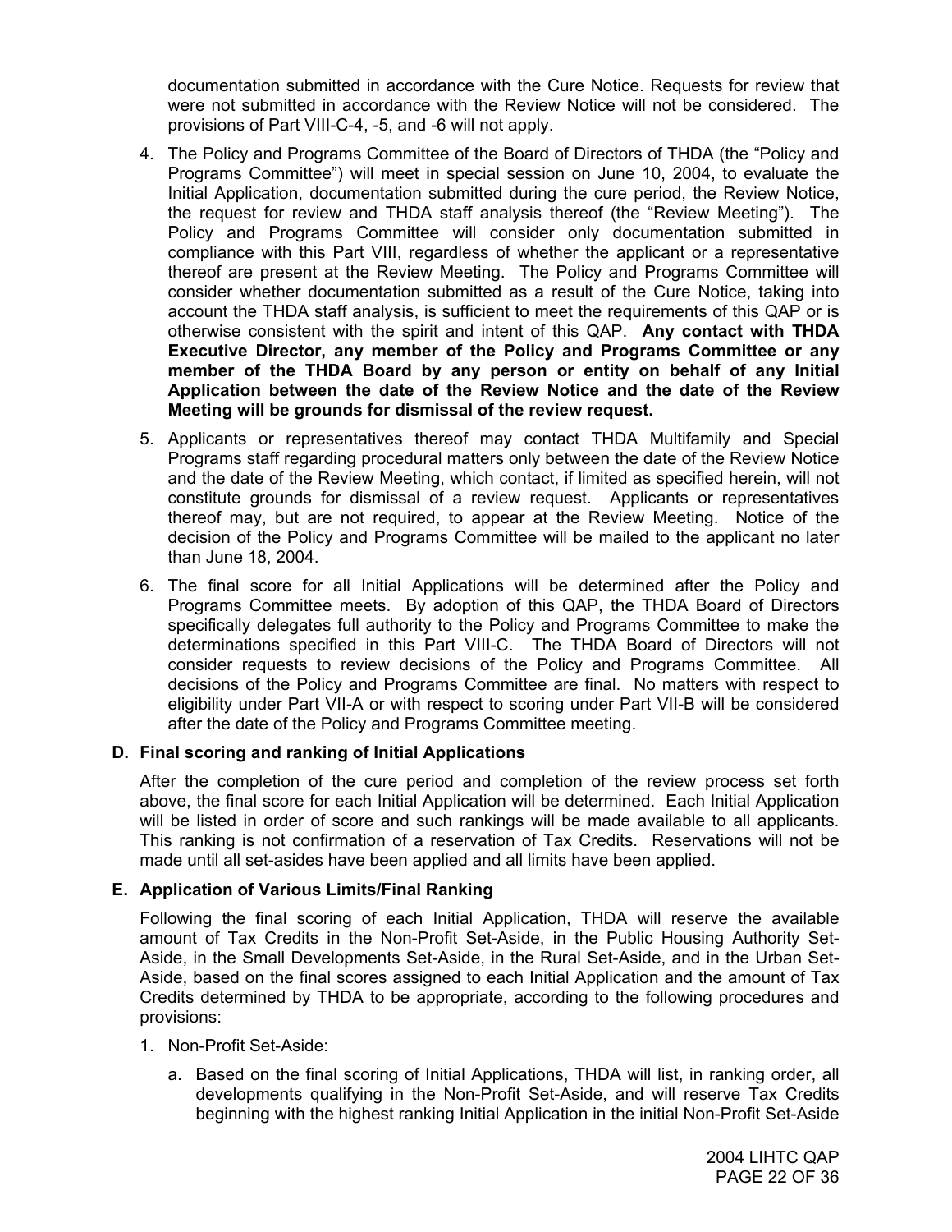documentation submitted in accordance with the Cure Notice. Requests for review that were not submitted in accordance with the Review Notice will not be considered. The provisions of Part VIII-C-4, -5, and -6 will not apply.

4. The Policy and Programs Committee of the Board of Directors of THDA (the "Policy and Programs Committee") will meet in special session on June 10, 2004, to evaluate the Initial Application, documentation submitted during the cure period, the Review Notice, the request for review and THDA staff analysis thereof (the "Review Meeting"). The Policy and Programs Committee will consider only documentation submitted in compliance with this Part VIII, regardless of whether the applicant or a representative thereof are present at the Review Meeting. The Policy and Programs Committee will consider whether documentation submitted as a result of the Cure Notice, taking into account the THDA staff analysis, is sufficient to meet the requirements of this QAP or is otherwise consistent with the spirit and intent of this QAP. **Any contact with THDA Executive Director, any member of the Policy and Programs Committee or any member of the THDA Board by any person or entity on behalf of any Initial Application between the date of the Review Notice and the date of the Review Meeting will be grounds for dismissal of the review request.**

5. Applicants or representatives thereof may contact THDA Multifamily and Special Programs staff regarding procedural matters only between the date of the Review Notice and the date of the Review Meeting, which contact, if limited as specified herein, will not constitute grounds for dismissal of a review request. Applicants or representatives thereof may, but are not required, to appear at the Review Meeting. Notice of the decision of the Policy and Programs Committee will be mailed to the applicant no later than June 18, 2004.

6. The final score for all Initial Applications will be determined after the Policy and Programs Committee meets. By adoption of this QAP, the THDA Board of Directors specifically delegates full authority to the Policy and Programs Committee to make the determinations specified in this Part VIII-C. The THDA Board of Directors will not consider requests to review decisions of the Policy and Programs Committee. All decisions of the Policy and Programs Committee are final. No matters with respect to eligibility under Part VII-A or with respect to scoring under Part VII-B will be considered after the date of the Policy and Programs Committee meeting.

### D. Final scoring and ranking of Initial Applications

After the completion of the cure period and completion of the review process set forth above, the final score for each Initial Application will be determined. Each Initial Application will be listed in order of score and such rankings will be made available to all applicants. This ranking is not confirmation of a reservation of Tax Credits. Reservations will not be made until all set-asides have been applied and all limits have been applied.

### E. Application of Various Limits/Final Ranking

Following the final scoring of each Initial Application, THDA will reserve the available amount of Tax Credits in the Non-Profit Set-Aside, in the Public Housing Authority Set-Aside, in the Small Developments Set-Aside, in the Rural Set-Aside, and in the Urban Set-Aside, based on the final scores assigned to each Initial Application and the amount of Tax Credits determined by THDA to be appropriate, according to the following procedures and provisions:

1. Non-Profit Set-Aside:

   a. Based on the final scoring of Initial Applications, THDA will list, in ranking order, all developments qualifying in the Non-Profit Set-Aside, and will reserve Tax Credits beginning with the highest ranking Initial Application in the initial Non-Profit Set-Aside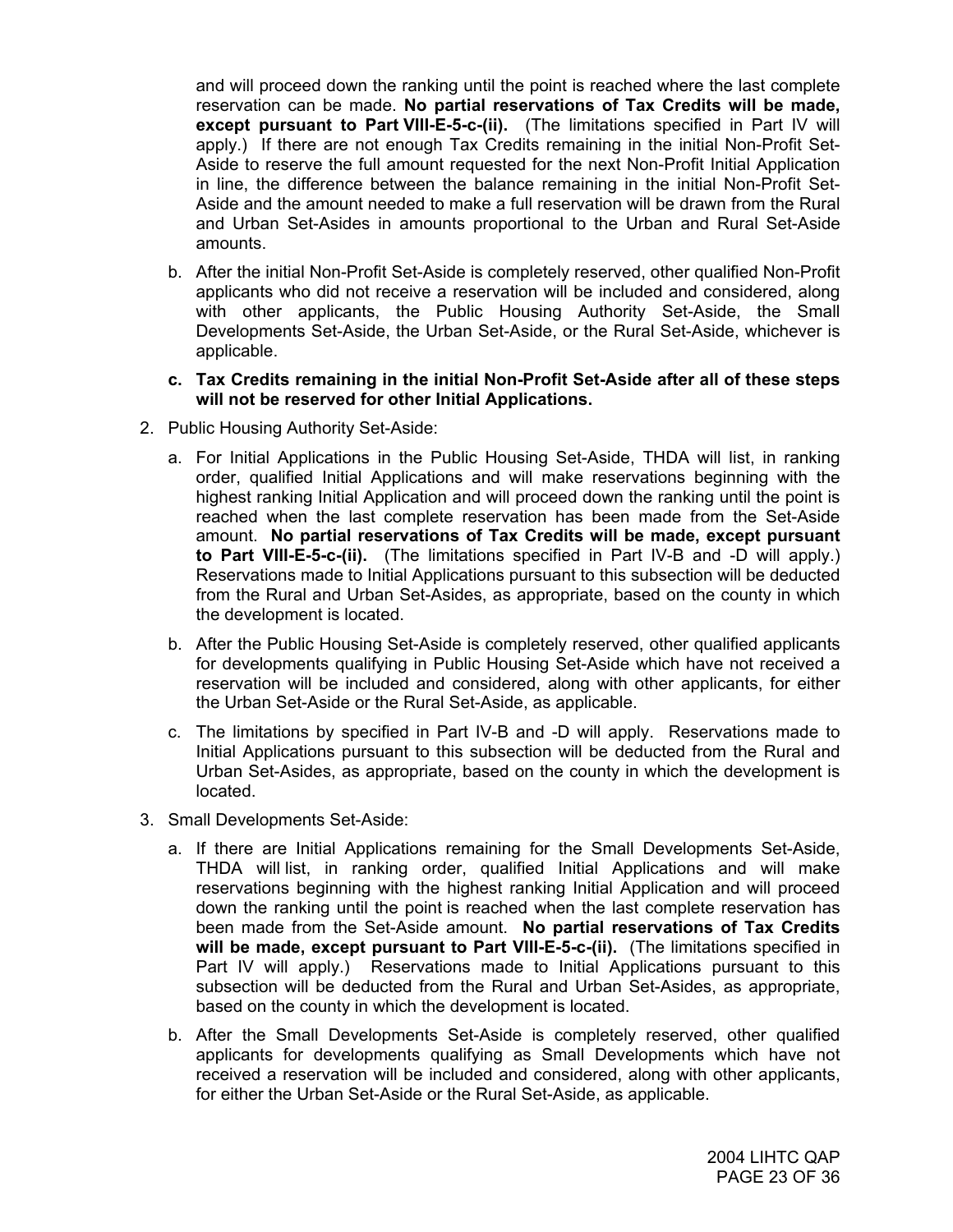and will proceed down the ranking until the point is reached where the last complete reservation can be made. **No partial reservations of Tax Credits will be made, except pursuant to Part VIII-E-5-c-(ii).** (The limitations specified in Part IV will apply.) If there are not enough Tax Credits remaining in the initial Non-Profit Set-Aside to reserve the full amount requested for the next Non-Profit Initial Application in line, the difference between the balance remaining in the initial Non-Profit Set-Aside and the amount needed to make a full reservation will be drawn from the Rural and Urban Set-Asides in amounts proportional to the Urban and Rural Set-Aside amounts.

b. After the initial Non-Profit Set-Aside is completely reserved, other qualified Non-Profit applicants who did not receive a reservation will be included and considered, along with other applicants, the Public Housing Authority Set-Aside, the Small Developments Set-Aside, the Urban Set-Aside, or the Rural Set-Aside, whichever is applicable.

**c. Tax Credits remaining in the initial Non-Profit Set-Aside after all of these steps will not be reserved for other Initial Applications.**

2. Public Housing Authority Set-Aside:

   a. For Initial Applications in the Public Housing Set-Aside, THDA will list, in ranking order, qualified Initial Applications and will make reservations beginning with the highest ranking Initial Application and will proceed down the ranking until the point is reached when the last complete reservation has been made from the Set-Aside amount. **No partial reservations of Tax Credits will be made, except pursuant to Part VIII-E-5-c-(ii).** (The limitations specified in Part IV-B and -D will apply.) Reservations made to Initial Applications pursuant to this subsection will be deducted from the Rural and Urban Set-Asides, as appropriate, based on the county in which the development is located.

   b. After the Public Housing Set-Aside is completely reserved, other qualified applicants for developments qualifying in Public Housing Set-Aside which have not received a reservation will be included and considered, along with other applicants, for either the Urban Set-Aside or the Rural Set-Aside, as applicable.

   c. The limitations by specified in Part IV-B and -D will apply. Reservations made to Initial Applications pursuant to this subsection will be deducted from the Rural and Urban Set-Asides, as appropriate, based on the county in which the development is located.

3. Small Developments Set-Aside:

   a. If there are Initial Applications remaining for the Small Developments Set-Aside, THDA will list, in ranking order, qualified Initial Applications and will make reservations beginning with the highest ranking Initial Application and will proceed down the ranking until the point is reached when the last complete reservation has been made from the Set-Aside amount. **No partial reservations of Tax Credits will be made, except pursuant to Part VIII-E-5-c-(ii).** (The limitations specified in Part IV will apply.) Reservations made to Initial Applications pursuant to this subsection will be deducted from the Rural and Urban Set-Asides, as appropriate, based on the county in which the development is located.

   b. After the Small Developments Set-Aside is completely reserved, other qualified applicants for developments qualifying as Small Developments which have not received a reservation will be included and considered, along with other applicants, for either the Urban Set-Aside or the Rural Set-Aside, as applicable.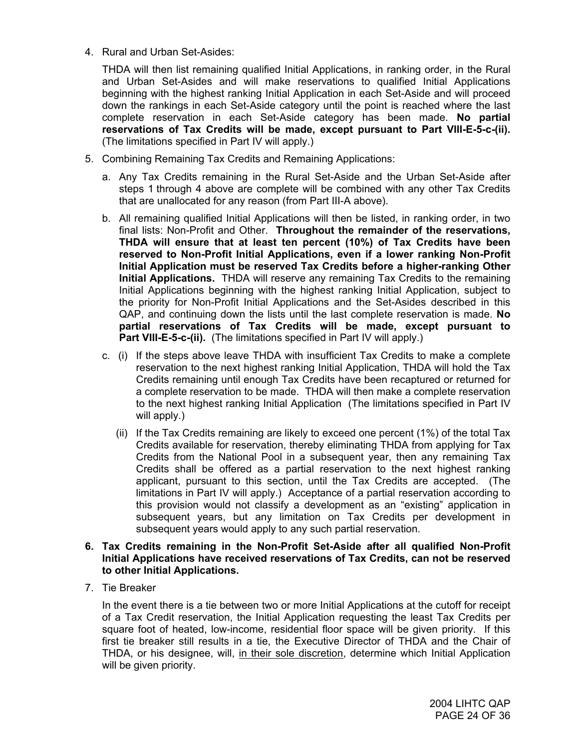4. Rural and Urban Set-Asides:

   THDA will then list remaining qualified Initial Applications, in ranking order, in the Rural and Urban Set-Asides and will make reservations to qualified Initial Applications beginning with the highest ranking Initial Application in each Set-Aside and will proceed down the rankings in each Set-Aside category until the point is reached where the last complete reservation in each Set-Aside category has been made. **No partial reservations of Tax Credits will be made, except pursuant to Part VIII-E-5-c-(ii).** (The limitations specified in Part IV will apply.)

5. Combining Remaining Tax Credits and Remaining Applications:

   a. Any Tax Credits remaining in the Rural Set-Aside and the Urban Set-Aside after steps 1 through 4 above are complete will be combined with any other Tax Credits that are unallocated for any reason (from Part III-A above).

   b. All remaining qualified Initial Applications will then be listed, in ranking order, in two final lists: Non-Profit and Other. **Throughout the remainder of the reservations, THDA will ensure that at least ten percent (10%) of Tax Credits have been reserved to Non-Profit Initial Applications, even if a lower ranking Non-Profit Initial Application must be reserved Tax Credits before a higher-ranking Other Initial Applications.** THDA will reserve any remaining Tax Credits to the remaining Initial Applications beginning with the highest ranking Initial Application, subject to the priority for Non-Profit Initial Applications and the Set-Asides described in this QAP, and continuing down the lists until the last complete reservation is made. **No partial reservations of Tax Credits will be made, except pursuant to Part VIII-E-5-c-(ii).** (The limitations specified in Part IV will apply.)

   c. (i) If the steps above leave THDA with insufficient Tax Credits to make a complete reservation to the next highest ranking Initial Application, THDA will hold the Tax Credits remaining until enough Tax Credits have been recaptured or returned for a complete reservation to be made. THDA will then make a complete reservation to the next highest ranking Initial Application (The limitations specified in Part IV will apply.)

      (ii) If the Tax Credits remaining are likely to exceed one percent (1%) of the total Tax Credits available for reservation, thereby eliminating THDA from applying for Tax Credits from the National Pool in a subsequent year, then any remaining Tax Credits shall be offered as a partial reservation to the next highest ranking applicant, pursuant to this section, until the Tax Credits are accepted. (The limitations in Part IV will apply.) Acceptance of a partial reservation according to this provision would not classify a development as an "existing" application in subsequent years, but any limitation on Tax Credits per development in subsequent years would apply to any such partial reservation.

6. **Tax Credits remaining in the Non-Profit Set-Aside after all qualified Non-Profit Initial Applications have received reservations of Tax Credits, can not be reserved to other Initial Applications.**

7. Tie Breaker

   In the event there is a tie between two or more Initial Applications at the cutoff for receipt of a Tax Credit reservation, the Initial Application requesting the least Tax Credits per square foot of heated, low-income, residential floor space will be given priority. If this first tie breaker still results in a tie, the Executive Director of THDA and the Chair of THDA, or his designee, will, <u>in their sole discretion</u>, determine which Initial Application will be given priority.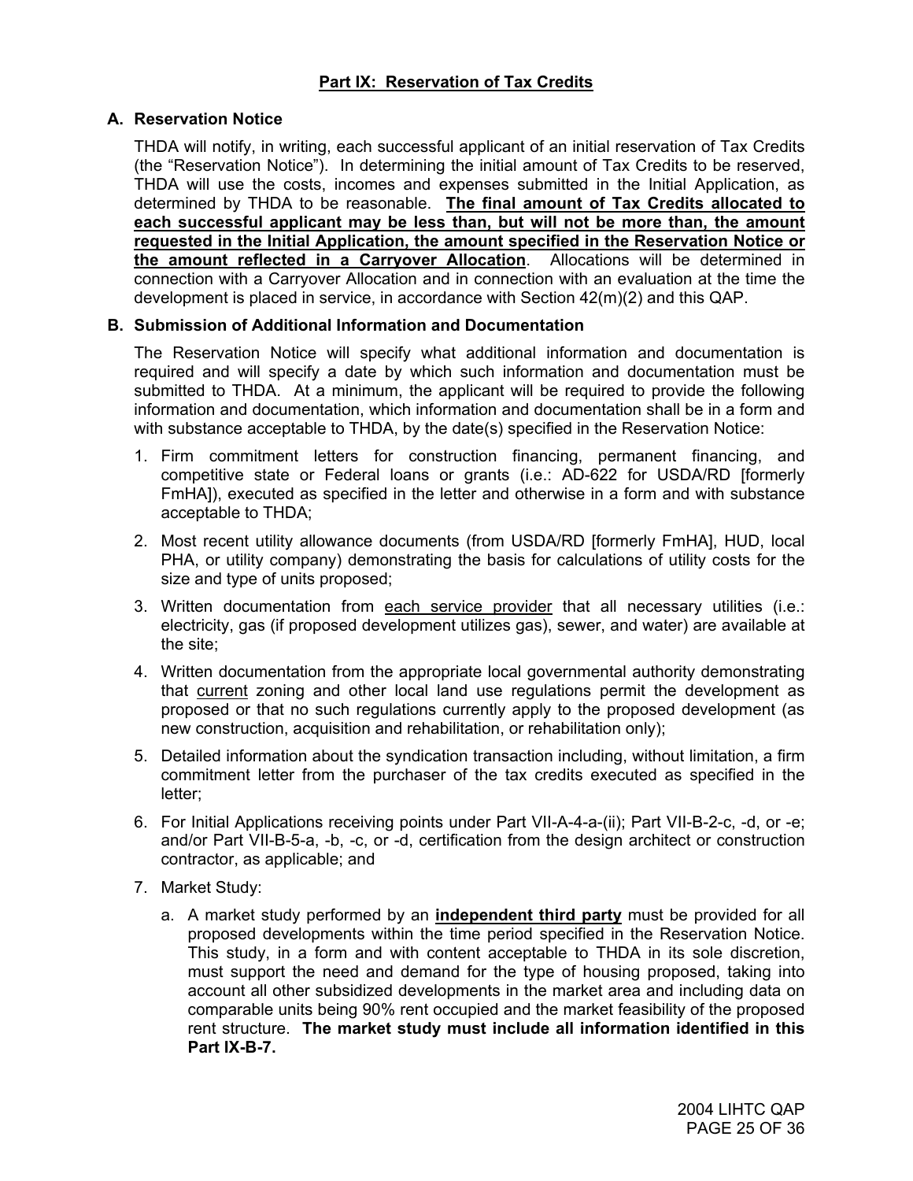## Part IX: Reservation of Tax Credits

### A. Reservation Notice

THDA will notify, in writing, each successful applicant of an initial reservation of Tax Credits (the "Reservation Notice"). In determining the initial amount of Tax Credits to be reserved, THDA will use the costs, incomes and expenses submitted in the Initial Application, as determined by THDA to be reasonable. **The final amount of Tax Credits allocated to each successful applicant may be less than, but will not be more than, the amount requested in the Initial Application, the amount specified in the Reservation Notice or the amount reflected in a Carryover Allocation**. Allocations will be determined in connection with a Carryover Allocation and in connection with an evaluation at the time the development is placed in service, in accordance with Section 42(m)(2) and this QAP.

### B. Submission of Additional Information and Documentation

The Reservation Notice will specify what additional information and documentation is required and will specify a date by which such information and documentation must be submitted to THDA. At a minimum, the applicant will be required to provide the following information and documentation, which information and documentation shall be in a form and with substance acceptable to THDA, by the date(s) specified in the Reservation Notice:

1. Firm commitment letters for construction financing, permanent financing, and competitive state or Federal loans or grants (i.e.: AD-622 for USDA/RD [formerly FmHA]), executed as specified in the letter and otherwise in a form and with substance acceptable to THDA;
2. Most recent utility allowance documents (from USDA/RD [formerly FmHA], HUD, local PHA, or utility company) demonstrating the basis for calculations of utility costs for the size and type of units proposed;
3. Written documentation from each service provider that all necessary utilities (i.e.: electricity, gas (if proposed development utilizes gas), sewer, and water) are available at the site;
4. Written documentation from the appropriate local governmental authority demonstrating that current zoning and other local land use regulations permit the development as proposed or that no such regulations currently apply to the proposed development (as new construction, acquisition and rehabilitation, or rehabilitation only);
5. Detailed information about the syndication transaction including, without limitation, a firm commitment letter from the purchaser of the tax credits executed as specified in the letter;
6. For Initial Applications receiving points under Part VII-A-4-a-(ii); Part VII-B-2-c, -d, or -e; and/or Part VII-B-5-a, -b, -c, or -d, certification from the design architect or construction contractor, as applicable; and
7. Market Study:
   a. A market study performed by an **independent third party** must be provided for all proposed developments within the time period specified in the Reservation Notice. This study, in a form and with content acceptable to THDA in its sole discretion, must support the need and demand for the type of housing proposed, taking into account all other subsidized developments in the market area and including data on comparable units being 90% rent occupied and the market feasibility of the proposed rent structure. **The market study must include all information identified in this Part IX-B-7.**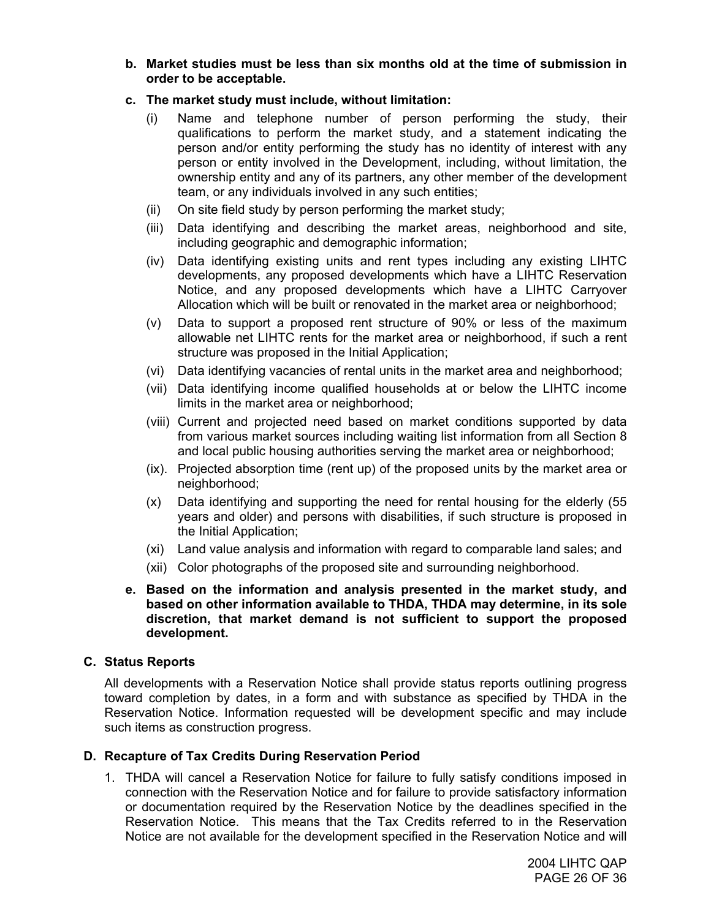**b. Market studies must be less than six months old at the time of submission in order to be acceptable.**

**c. The market study must include, without limitation:**

(i) Name and telephone number of person performing the study, their qualifications to perform the market study, and a statement indicating the person and/or entity performing the study has no identity of interest with any person or entity involved in the Development, including, without limitation, the ownership entity and any of its partners, any other member of the development team, or any individuals involved in any such entities;

(ii) On site field study by person performing the market study;

(iii) Data identifying and describing the market areas, neighborhood and site, including geographic and demographic information;

(iv) Data identifying existing units and rent types including any existing LIHTC developments, any proposed developments which have a LIHTC Reservation Notice, and any proposed developments which have a LIHTC Carryover Allocation which will be built or renovated in the market area or neighborhood;

(v) Data to support a proposed rent structure of 90% or less of the maximum allowable net LIHTC rents for the market area or neighborhood, if such a rent structure was proposed in the Initial Application;

(vi) Data identifying vacancies of rental units in the market area and neighborhood;

(vii) Data identifying income qualified households at or below the LIHTC income limits in the market area or neighborhood;

(viii) Current and projected need based on market conditions supported by data from various market sources including waiting list information from all Section 8 and local public housing authorities serving the market area or neighborhood;

(ix). Projected absorption time (rent up) of the proposed units by the market area or neighborhood;

(x) Data identifying and supporting the need for rental housing for the elderly (55 years and older) and persons with disabilities, if such structure is proposed in the Initial Application;

(xi) Land value analysis and information with regard to comparable land sales; and

(xii) Color photographs of the proposed site and surrounding neighborhood.

**e. Based on the information and analysis presented in the market study, and based on other information available to THDA, THDA may determine, in its sole discretion, that market demand is not sufficient to support the proposed development.**

## C. Status Reports

All developments with a Reservation Notice shall provide status reports outlining progress toward completion by dates, in a form and with substance as specified by THDA in the Reservation Notice. Information requested will be development specific and may include such items as construction progress.

## D. Recapture of Tax Credits During Reservation Period

1. THDA will cancel a Reservation Notice for failure to fully satisfy conditions imposed in connection with the Reservation Notice and for failure to provide satisfactory information or documentation required by the Reservation Notice by the deadlines specified in the Reservation Notice. This means that the Tax Credits referred to in the Reservation Notice are not available for the development specified in the Reservation Notice and will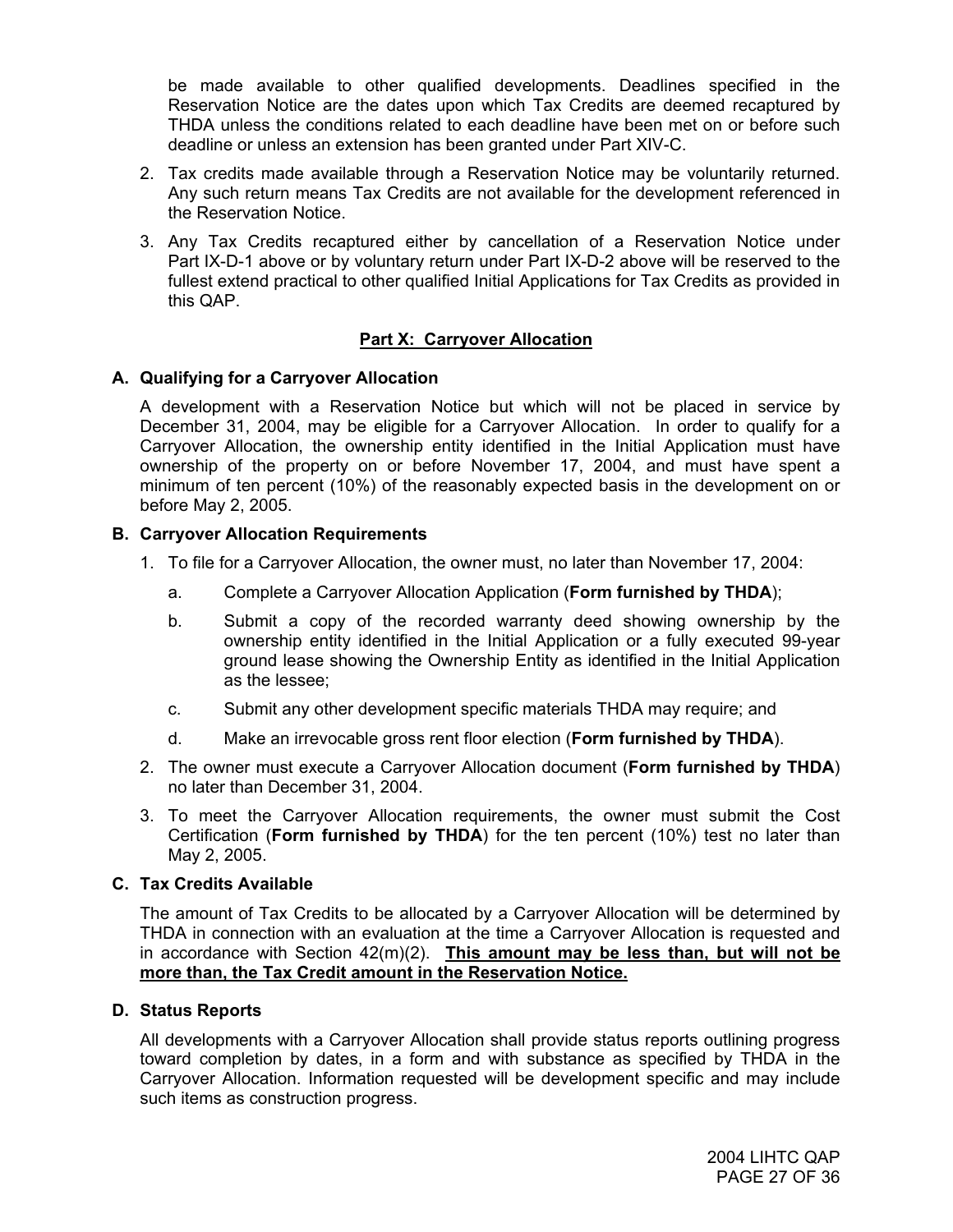be made available to other qualified developments. Deadlines specified in the Reservation Notice are the dates upon which Tax Credits are deemed recaptured by THDA unless the conditions related to each deadline have been met on or before such deadline or unless an extension has been granted under Part XIV-C.

2. Tax credits made available through a Reservation Notice may be voluntarily returned. Any such return means Tax Credits are not available for the development referenced in the Reservation Notice.

3. Any Tax Credits recaptured either by cancellation of a Reservation Notice under Part IX-D-1 above or by voluntary return under Part IX-D-2 above will be reserved to the fullest extend practical to other qualified Initial Applications for Tax Credits as provided in this QAP.

## Part X: Carryover Allocation

### A. Qualifying for a Carryover Allocation

A development with a Reservation Notice but which will not be placed in service by December 31, 2004, may be eligible for a Carryover Allocation. In order to qualify for a Carryover Allocation, the ownership entity identified in the Initial Application must have ownership of the property on or before November 17, 2004, and must have spent a minimum of ten percent (10%) of the reasonably expected basis in the development on or before May 2, 2005.

### B. Carryover Allocation Requirements

1. To file for a Carryover Allocation, the owner must, no later than November 17, 2004:
   a. Complete a Carryover Allocation Application (**Form furnished by THDA**);
   b. Submit a copy of the recorded warranty deed showing ownership by the ownership entity identified in the Initial Application or a fully executed 99-year ground lease showing the Ownership Entity as identified in the Initial Application as the lessee;
   c. Submit any other development specific materials THDA may require; and
   d. Make an irrevocable gross rent floor election (**Form furnished by THDA**).
2. The owner must execute a Carryover Allocation document (**Form furnished by THDA**) no later than December 31, 2004.
3. To meet the Carryover Allocation requirements, the owner must submit the Cost Certification (**Form furnished by THDA**) for the ten percent (10%) test no later than May 2, 2005.

### C. Tax Credits Available

The amount of Tax Credits to be allocated by a Carryover Allocation will be determined by THDA in connection with an evaluation at the time a Carryover Allocation is requested and in accordance with Section 42(m)(2). **This amount may be less than, but will not be more than, the Tax Credit amount in the Reservation Notice.**

### D. Status Reports

All developments with a Carryover Allocation shall provide status reports outlining progress toward completion by dates, in a form and with substance as specified by THDA in the Carryover Allocation. Information requested will be development specific and may include such items as construction progress.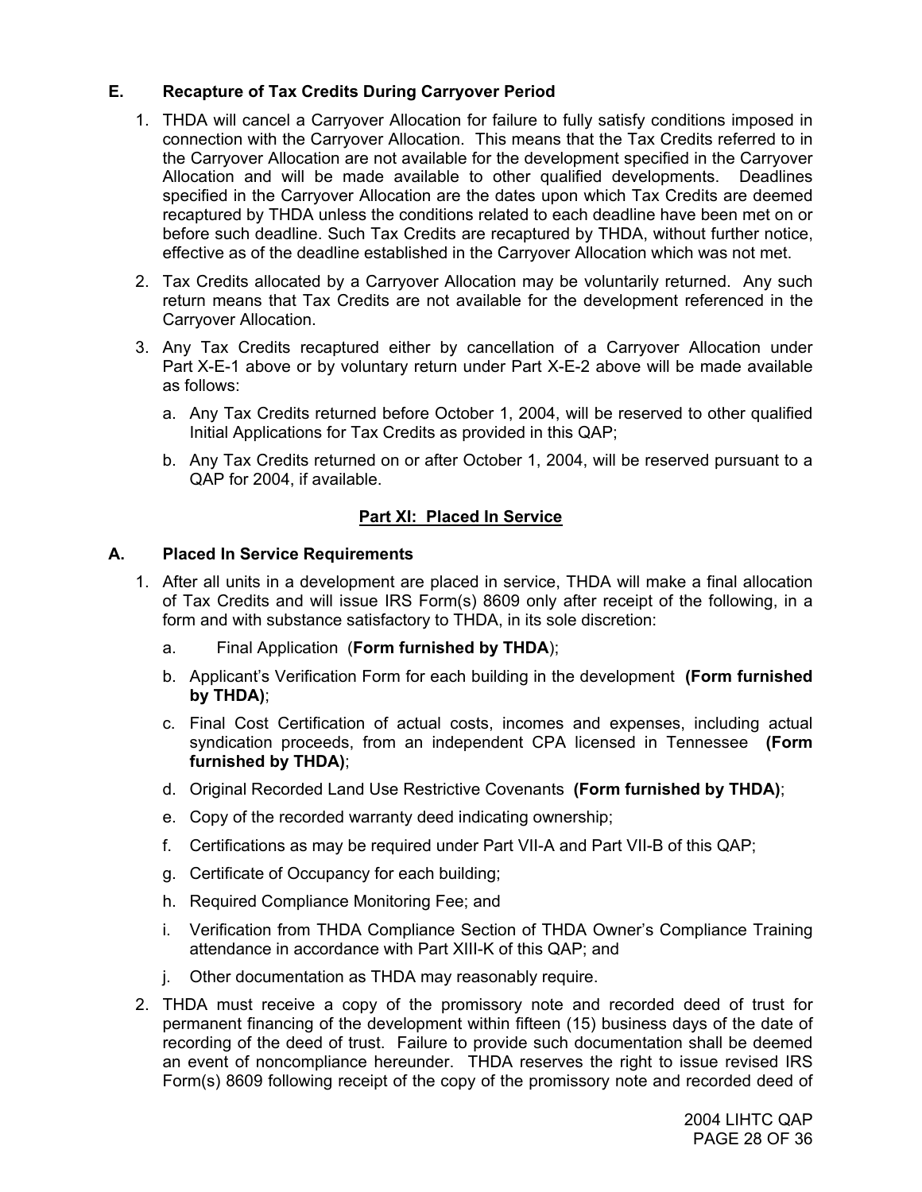### E. Recapture of Tax Credits During Carryover Period

1. THDA will cancel a Carryover Allocation for failure to fully satisfy conditions imposed in connection with the Carryover Allocation. This means that the Tax Credits referred to in the Carryover Allocation are not available for the development specified in the Carryover Allocation and will be made available to other qualified developments. Deadlines specified in the Carryover Allocation are the dates upon which Tax Credits are deemed recaptured by THDA unless the conditions related to each deadline have been met on or before such deadline. Such Tax Credits are recaptured by THDA, without further notice, effective as of the deadline established in the Carryover Allocation which was not met.

2. Tax Credits allocated by a Carryover Allocation may be voluntarily returned. Any such return means that Tax Credits are not available for the development referenced in the Carryover Allocation.

3. Any Tax Credits recaptured either by cancellation of a Carryover Allocation under Part X-E-1 above or by voluntary return under Part X-E-2 above will be made available as follows:

   a. Any Tax Credits returned before October 1, 2004, will be reserved to other qualified Initial Applications for Tax Credits as provided in this QAP;

   b. Any Tax Credits returned on or after October 1, 2004, will be reserved pursuant to a QAP for 2004, if available.

## Part XI: Placed In Service

### A. Placed In Service Requirements

1. After all units in a development are placed in service, THDA will make a final allocation of Tax Credits and will issue IRS Form(s) 8609 only after receipt of the following, in a form and with substance satisfactory to THDA, in its sole discretion:

   a. Final Application (**Form furnished by THDA**);

   b. Applicant's Verification Form for each building in the development **(Form furnished by THDA)**;

   c. Final Cost Certification of actual costs, incomes and expenses, including actual syndication proceeds, from an independent CPA licensed in Tennessee **(Form furnished by THDA)**;

   d. Original Recorded Land Use Restrictive Covenants **(Form furnished by THDA)**;

   e. Copy of the recorded warranty deed indicating ownership;

   f. Certifications as may be required under Part VII-A and Part VII-B of this QAP;

   g. Certificate of Occupancy for each building;

   h. Required Compliance Monitoring Fee; and

   i. Verification from THDA Compliance Section of THDA Owner's Compliance Training attendance in accordance with Part XIII-K of this QAP; and

   j. Other documentation as THDA may reasonably require.

2. THDA must receive a copy of the promissory note and recorded deed of trust for permanent financing of the development within fifteen (15) business days of the date of recording of the deed of trust. Failure to provide such documentation shall be deemed an event of noncompliance hereunder. THDA reserves the right to issue revised IRS Form(s) 8609 following receipt of the copy of the promissory note and recorded deed of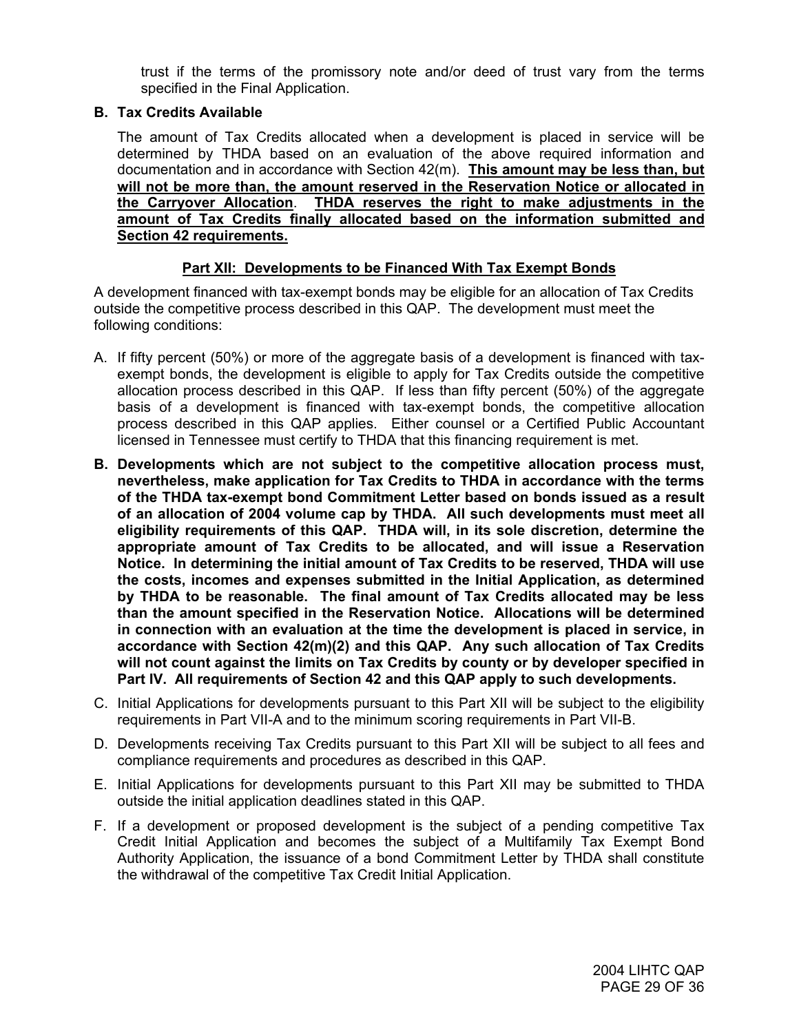trust if the terms of the promissory note and/or deed of trust vary from the terms specified in the Final Application.

**B. Tax Credits Available**

The amount of Tax Credits allocated when a development is placed in service will be determined by THDA based on an evaluation of the above required information and documentation and in accordance with Section 42(m). **This amount may be less than, but will not be more than, the amount reserved in the Reservation Notice or allocated in the Carryover Allocation**. **THDA reserves the right to make adjustments in the amount of Tax Credits finally allocated based on the information submitted and Section 42 requirements.**

## Part XII: Developments to be Financed With Tax Exempt Bonds

A development financed with tax-exempt bonds may be eligible for an allocation of Tax Credits outside the competitive process described in this QAP. The development must meet the following conditions:

A. If fifty percent (50%) or more of the aggregate basis of a development is financed with tax-exempt bonds, the development is eligible to apply for Tax Credits outside the competitive allocation process described in this QAP. If less than fifty percent (50%) of the aggregate basis of a development is financed with tax-exempt bonds, the competitive allocation process described in this QAP applies. Either counsel or a Certified Public Accountant licensed in Tennessee must certify to THDA that this financing requirement is met.

**B. Developments which are not subject to the competitive allocation process must, nevertheless, make application for Tax Credits to THDA in accordance with the terms of the THDA tax-exempt bond Commitment Letter based on bonds issued as a result of an allocation of 2004 volume cap by THDA. All such developments must meet all eligibility requirements of this QAP. THDA will, in its sole discretion, determine the appropriate amount of Tax Credits to be allocated, and will issue a Reservation Notice. In determining the initial amount of Tax Credits to be reserved, THDA will use the costs, incomes and expenses submitted in the Initial Application, as determined by THDA to be reasonable. The final amount of Tax Credits allocated may be less than the amount specified in the Reservation Notice. Allocations will be determined in connection with an evaluation at the time the development is placed in service, in accordance with Section 42(m)(2) and this QAP. Any such allocation of Tax Credits will not count against the limits on Tax Credits by county or by developer specified in Part IV. All requirements of Section 42 and this QAP apply to such developments.**

C. Initial Applications for developments pursuant to this Part XII will be subject to the eligibility requirements in Part VII-A and to the minimum scoring requirements in Part VII-B.

D. Developments receiving Tax Credits pursuant to this Part XII will be subject to all fees and compliance requirements and procedures as described in this QAP.

E. Initial Applications for developments pursuant to this Part XII may be submitted to THDA outside the initial application deadlines stated in this QAP.

F. If a development or proposed development is the subject of a pending competitive Tax Credit Initial Application and becomes the subject of a Multifamily Tax Exempt Bond Authority Application, the issuance of a bond Commitment Letter by THDA shall constitute the withdrawal of the competitive Tax Credit Initial Application.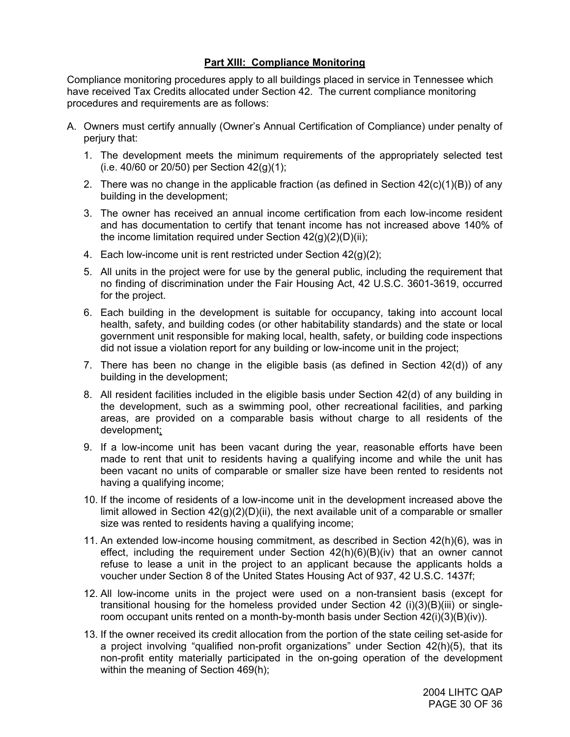## Part XIII: Compliance Monitoring

Compliance monitoring procedures apply to all buildings placed in service in Tennessee which have received Tax Credits allocated under Section 42. The current compliance monitoring procedures and requirements are as follows:

A. Owners must certify annually (Owner's Annual Certification of Compliance) under penalty of perjury that:

   1. The development meets the minimum requirements of the appropriately selected test (i.e. 40/60 or 20/50) per Section 42(g)(1);
   2. There was no change in the applicable fraction (as defined in Section 42(c)(1)(B)) of any building in the development;
   3. The owner has received an annual income certification from each low-income resident and has documentation to certify that tenant income has not increased above 140% of the income limitation required under Section 42(g)(2)(D)(ii);
   4. Each low-income unit is rent restricted under Section 42(g)(2);
   5. All units in the project were for use by the general public, including the requirement that no finding of discrimination under the Fair Housing Act, 42 U.S.C. 3601-3619, occurred for the project.
   6. Each building in the development is suitable for occupancy, taking into account local health, safety, and building codes (or other habitability standards) and the state or local government unit responsible for making local, health, safety, or building code inspections did not issue a violation report for any building or low-income unit in the project;
   7. There has been no change in the eligible basis (as defined in Section 42(d)) of any building in the development;
   8. All resident facilities included in the eligible basis under Section 42(d) of any building in the development, such as a swimming pool, other recreational facilities, and parking areas, are provided on a comparable basis without charge to all residents of the development;
   9. If a low-income unit has been vacant during the year, reasonable efforts have been made to rent that unit to residents having a qualifying income and while the unit has been vacant no units of comparable or smaller size have been rented to residents not having a qualifying income;
   10. If the income of residents of a low-income unit in the development increased above the limit allowed in Section 42(g)(2)(D)(ii), the next available unit of a comparable or smaller size was rented to residents having a qualifying income;
   11. An extended low-income housing commitment, as described in Section 42(h)(6), was in effect, including the requirement under Section 42(h)(6)(B)(iv) that an owner cannot refuse to lease a unit in the project to an applicant because the applicants holds a voucher under Section 8 of the United States Housing Act of 937, 42 U.S.C. 1437f;
   12. All low-income units in the project were used on a non-transient basis (except for transitional housing for the homeless provided under Section 42 (i)(3)(B)(iii) or single-room occupant units rented on a month-by-month basis under Section 42(i)(3)(B)(iv)).
   13. If the owner received its credit allocation from the portion of the state ceiling set-aside for a project involving "qualified non-profit organizations" under Section 42(h)(5), that its non-profit entity materially participated in the on-going operation of the development within the meaning of Section 469(h);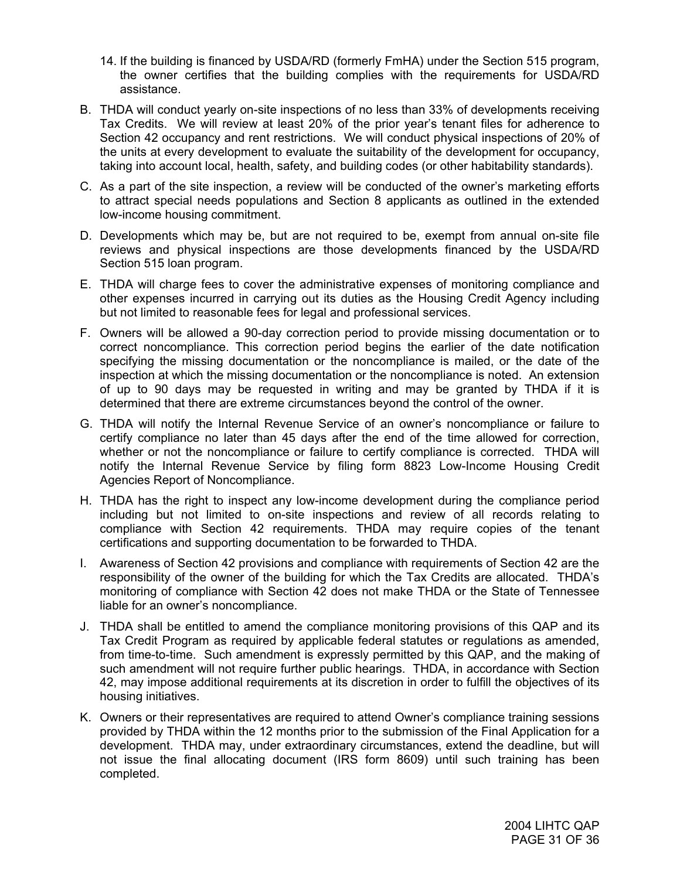14. If the building is financed by USDA/RD (formerly FmHA) under the Section 515 program, the owner certifies that the building complies with the requirements for USDA/RD assistance.

B. THDA will conduct yearly on-site inspections of no less than 33% of developments receiving Tax Credits. We will review at least 20% of the prior year's tenant files for adherence to Section 42 occupancy and rent restrictions. We will conduct physical inspections of 20% of the units at every development to evaluate the suitability of the development for occupancy, taking into account local, health, safety, and building codes (or other habitability standards).

C. As a part of the site inspection, a review will be conducted of the owner's marketing efforts to attract special needs populations and Section 8 applicants as outlined in the extended low-income housing commitment.

D. Developments which may be, but are not required to be, exempt from annual on-site file reviews and physical inspections are those developments financed by the USDA/RD Section 515 loan program.

E. THDA will charge fees to cover the administrative expenses of monitoring compliance and other expenses incurred in carrying out its duties as the Housing Credit Agency including but not limited to reasonable fees for legal and professional services.

F. Owners will be allowed a 90-day correction period to provide missing documentation or to correct noncompliance. This correction period begins the earlier of the date notification specifying the missing documentation or the noncompliance is mailed, or the date of the inspection at which the missing documentation or the noncompliance is noted. An extension of up to 90 days may be requested in writing and may be granted by THDA if it is determined that there are extreme circumstances beyond the control of the owner.

G. THDA will notify the Internal Revenue Service of an owner's noncompliance or failure to certify compliance no later than 45 days after the end of the time allowed for correction, whether or not the noncompliance or failure to certify compliance is corrected. THDA will notify the Internal Revenue Service by filing form 8823 Low-Income Housing Credit Agencies Report of Noncompliance.

H. THDA has the right to inspect any low-income development during the compliance period including but not limited to on-site inspections and review of all records relating to compliance with Section 42 requirements. THDA may require copies of the tenant certifications and supporting documentation to be forwarded to THDA.

I. Awareness of Section 42 provisions and compliance with requirements of Section 42 are the responsibility of the owner of the building for which the Tax Credits are allocated. THDA's monitoring of compliance with Section 42 does not make THDA or the State of Tennessee liable for an owner's noncompliance.

J. THDA shall be entitled to amend the compliance monitoring provisions of this QAP and its Tax Credit Program as required by applicable federal statutes or regulations as amended, from time-to-time. Such amendment is expressly permitted by this QAP, and the making of such amendment will not require further public hearings. THDA, in accordance with Section 42, may impose additional requirements at its discretion in order to fulfill the objectives of its housing initiatives.

K. Owners or their representatives are required to attend Owner's compliance training sessions provided by THDA within the 12 months prior to the submission of the Final Application for a development. THDA may, under extraordinary circumstances, extend the deadline, but will not issue the final allocating document (IRS form 8609) until such training has been completed.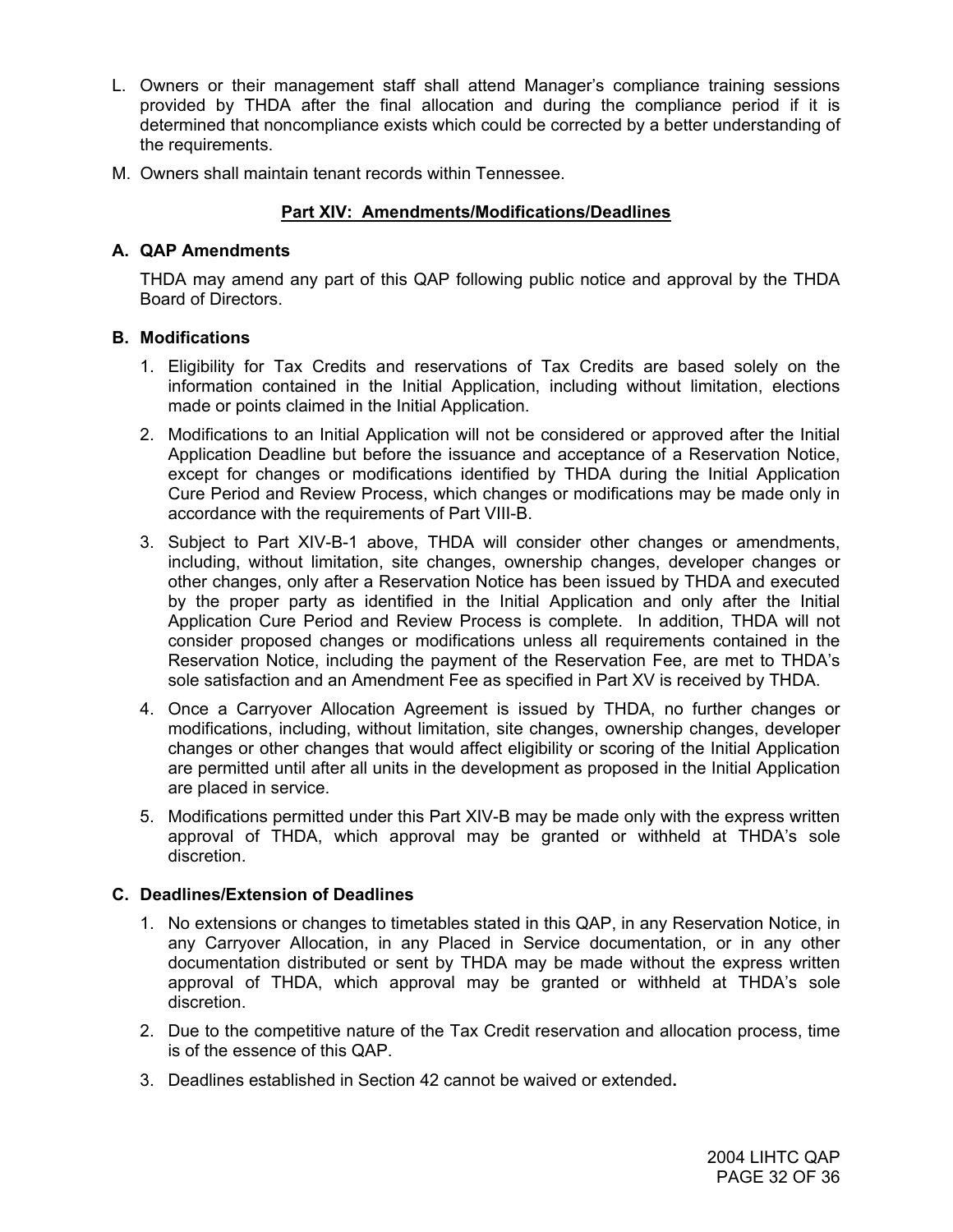L. Owners or their management staff shall attend Manager's compliance training sessions provided by THDA after the final allocation and during the compliance period if it is determined that noncompliance exists which could be corrected by a better understanding of the requirements.

M. Owners shall maintain tenant records within Tennessee.

## Part XIV: Amendments/Modifications/Deadlines

### A. QAP Amendments

THDA may amend any part of this QAP following public notice and approval by the THDA Board of Directors.

### B. Modifications

1. Eligibility for Tax Credits and reservations of Tax Credits are based solely on the information contained in the Initial Application, including without limitation, elections made or points claimed in the Initial Application.

2. Modifications to an Initial Application will not be considered or approved after the Initial Application Deadline but before the issuance and acceptance of a Reservation Notice, except for changes or modifications identified by THDA during the Initial Application Cure Period and Review Process, which changes or modifications may be made only in accordance with the requirements of Part VIII-B.

3. Subject to Part XIV-B-1 above, THDA will consider other changes or amendments, including, without limitation, site changes, ownership changes, developer changes or other changes, only after a Reservation Notice has been issued by THDA and executed by the proper party as identified in the Initial Application and only after the Initial Application Cure Period and Review Process is complete. In addition, THDA will not consider proposed changes or modifications unless all requirements contained in the Reservation Notice, including the payment of the Reservation Fee, are met to THDA's sole satisfaction and an Amendment Fee as specified in Part XV is received by THDA.

4. Once a Carryover Allocation Agreement is issued by THDA, no further changes or modifications, including, without limitation, site changes, ownership changes, developer changes or other changes that would affect eligibility or scoring of the Initial Application are permitted until after all units in the development as proposed in the Initial Application are placed in service.

5. Modifications permitted under this Part XIV-B may be made only with the express written approval of THDA, which approval may be granted or withheld at THDA's sole discretion.

### C. Deadlines/Extension of Deadlines

1. No extensions or changes to timetables stated in this QAP, in any Reservation Notice, in any Carryover Allocation, in any Placed in Service documentation, or in any other documentation distributed or sent by THDA may be made without the express written approval of THDA, which approval may be granted or withheld at THDA's sole discretion.

2. Due to the competitive nature of the Tax Credit reservation and allocation process, time is of the essence of this QAP.

3. Deadlines established in Section 42 cannot be waived or extended.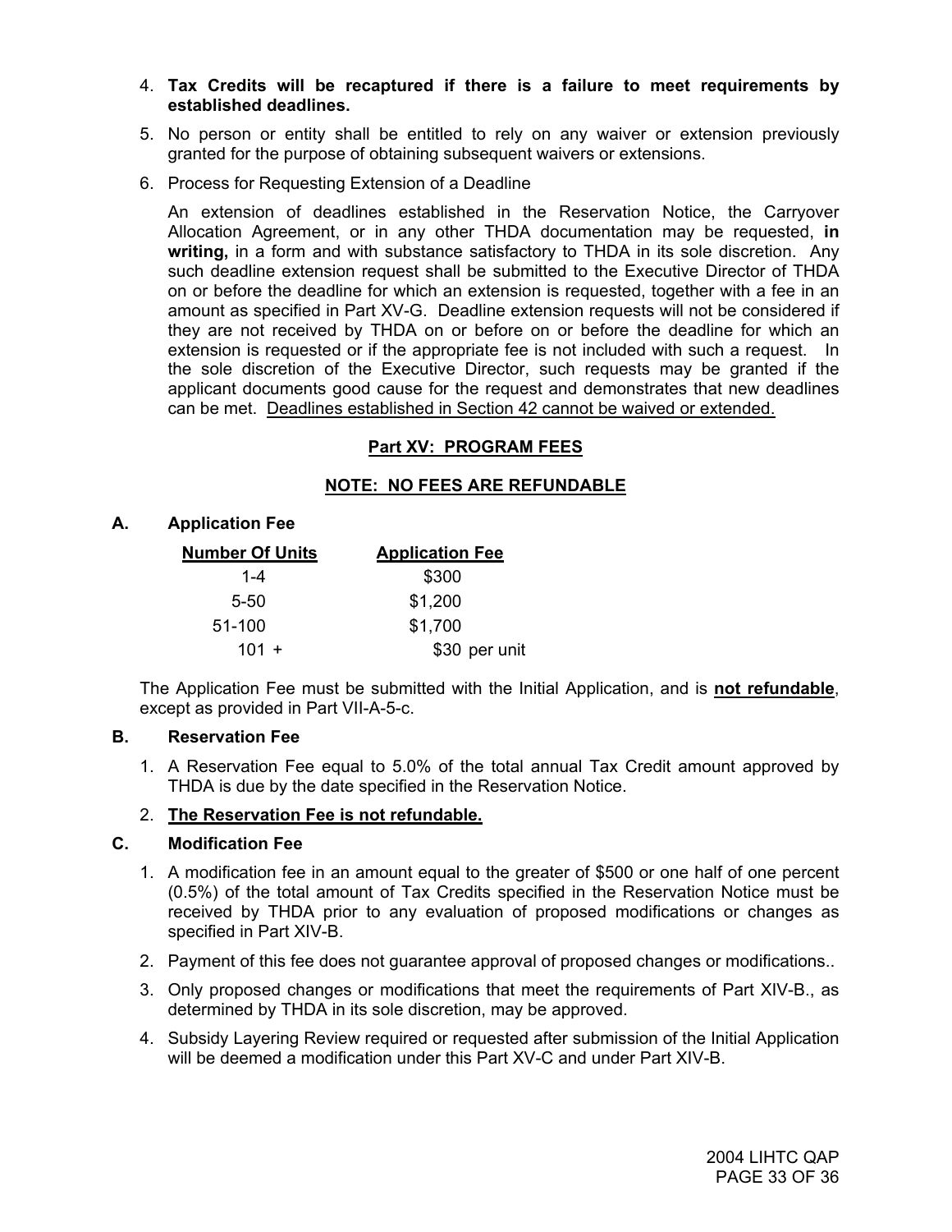4. **Tax Credits will be recaptured if there is a failure to meet requirements by established deadlines.**

5. No person or entity shall be entitled to rely on any waiver or extension previously granted for the purpose of obtaining subsequent waivers or extensions.

6. Process for Requesting Extension of a Deadline

   An extension of deadlines established in the Reservation Notice, the Carryover Allocation Agreement, or in any other THDA documentation may be requested, **in writing,** in a form and with substance satisfactory to THDA in its sole discretion. Any such deadline extension request shall be submitted to the Executive Director of THDA on or before the deadline for which an extension is requested, together with a fee in an amount as specified in Part XV-G. Deadline extension requests will not be considered if they are not received by THDA on or before on or before the deadline for which an extension is requested or if the appropriate fee is not included with such a request. In the sole discretion of the Executive Director, such requests may be granted if the applicant documents good cause for the request and demonstrates that new deadlines can be met. Deadlines established in Section 42 cannot be waived or extended.

## Part XV: PROGRAM FEES

### NOTE: NO FEES ARE REFUNDABLE

### A. Application Fee

| Number Of Units | Application Fee |
|---|---|
| 1-4 | $300 |
| 5-50 | $1,200 |
| 51-100 | $1,700 |
| 101 + | $30 per unit |

The Application Fee must be submitted with the Initial Application, and is **not refundable**, except as provided in Part VII-A-5-c.

### B. Reservation Fee

1. A Reservation Fee equal to 5.0% of the total annual Tax Credit amount approved by THDA is due by the date specified in the Reservation Notice.
2. **The Reservation Fee is not refundable.**

### C. Modification Fee

1. A modification fee in an amount equal to the greater of $500 or one half of one percent (0.5%) of the total amount of Tax Credits specified in the Reservation Notice must be received by THDA prior to any evaluation of proposed modifications or changes as specified in Part XIV-B.
2. Payment of this fee does not guarantee approval of proposed changes or modifications..
3. Only proposed changes or modifications that meet the requirements of Part XIV-B., as determined by THDA in its sole discretion, may be approved.
4. Subsidy Layering Review required or requested after submission of the Initial Application will be deemed a modification under this Part XV-C and under Part XIV-B.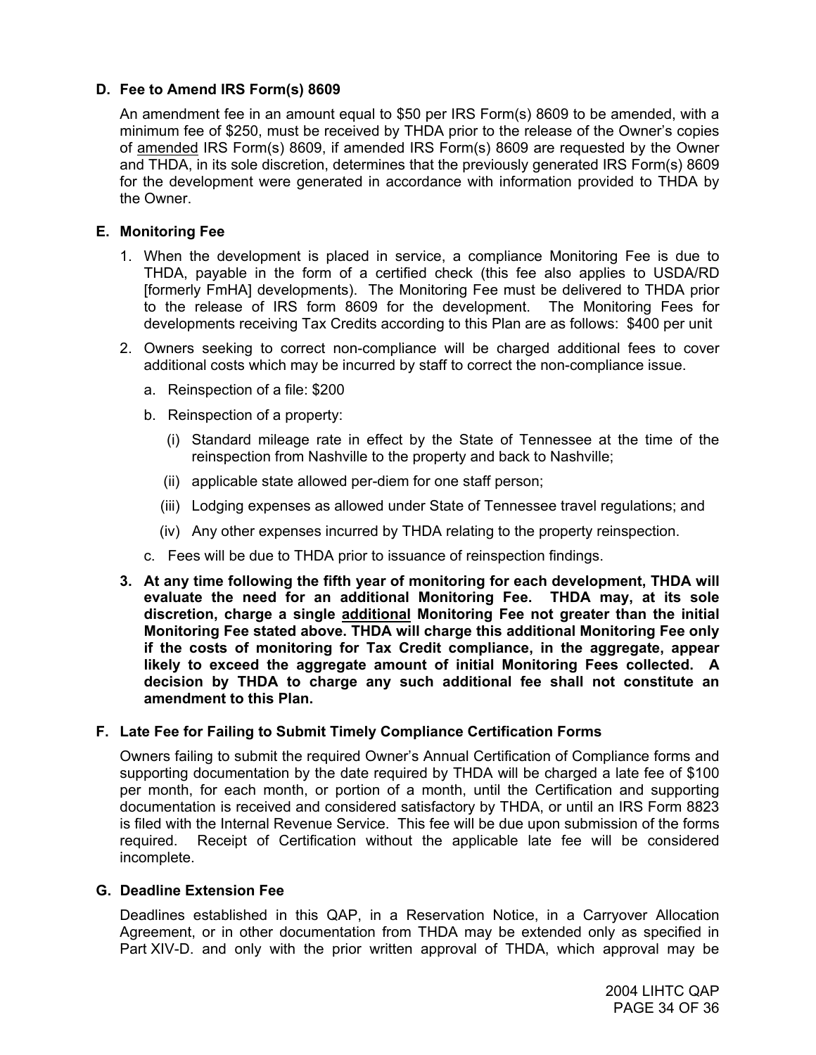**D. Fee to Amend IRS Form(s) 8609**

An amendment fee in an amount equal to $50 per IRS Form(s) 8609 to be amended, with a minimum fee of $250, must be received by THDA prior to the release of the Owner's copies of <u>amended</u> IRS Form(s) 8609, if amended IRS Form(s) 8609 are requested by the Owner and THDA, in its sole discretion, determines that the previously generated IRS Form(s) 8609 for the development were generated in accordance with information provided to THDA by the Owner.

**E. Monitoring Fee**

1. When the development is placed in service, a compliance Monitoring Fee is due to THDA, payable in the form of a certified check (this fee also applies to USDA/RD [formerly FmHA] developments). The Monitoring Fee must be delivered to THDA prior to the release of IRS form 8609 for the development. The Monitoring Fees for developments receiving Tax Credits according to this Plan are as follows: $400 per unit
2. Owners seeking to correct non-compliance will be charged additional fees to cover additional costs which may be incurred by staff to correct the non-compliance issue.
   a. Reinspection of a file: $200
   b. Reinspection of a property:
      (i) Standard mileage rate in effect by the State of Tennessee at the time of the reinspection from Nashville to the property and back to Nashville;
      (ii) applicable state allowed per-diem for one staff person;
      (iii) Lodging expenses as allowed under State of Tennessee travel regulations; and
      (iv) Any other expenses incurred by THDA relating to the property reinspection.
   c. Fees will be due to THDA prior to issuance of reinspection findings.
3. **At any time following the fifth year of monitoring for each development, THDA will evaluate the need for an additional Monitoring Fee. THDA may, at its sole discretion, charge a single <u>additional</u> Monitoring Fee not greater than the initial Monitoring Fee stated above. THDA will charge this additional Monitoring Fee only if the costs of monitoring for Tax Credit compliance, in the aggregate, appear likely to exceed the aggregate amount of initial Monitoring Fees collected. A decision by THDA to charge any such additional fee shall not constitute an amendment to this Plan.**

**F. Late Fee for Failing to Submit Timely Compliance Certification Forms**

Owners failing to submit the required Owner's Annual Certification of Compliance forms and supporting documentation by the date required by THDA will be charged a late fee of $100 per month, for each month, or portion of a month, until the Certification and supporting documentation is received and considered satisfactory by THDA, or until an IRS Form 8823 is filed with the Internal Revenue Service. This fee will be due upon submission of the forms required. Receipt of Certification without the applicable late fee will be considered incomplete.

**G. Deadline Extension Fee**

Deadlines established in this QAP, in a Reservation Notice, in a Carryover Allocation Agreement, or in other documentation from THDA may be extended only as specified in Part XIV-D. and only with the prior written approval of THDA, which approval may be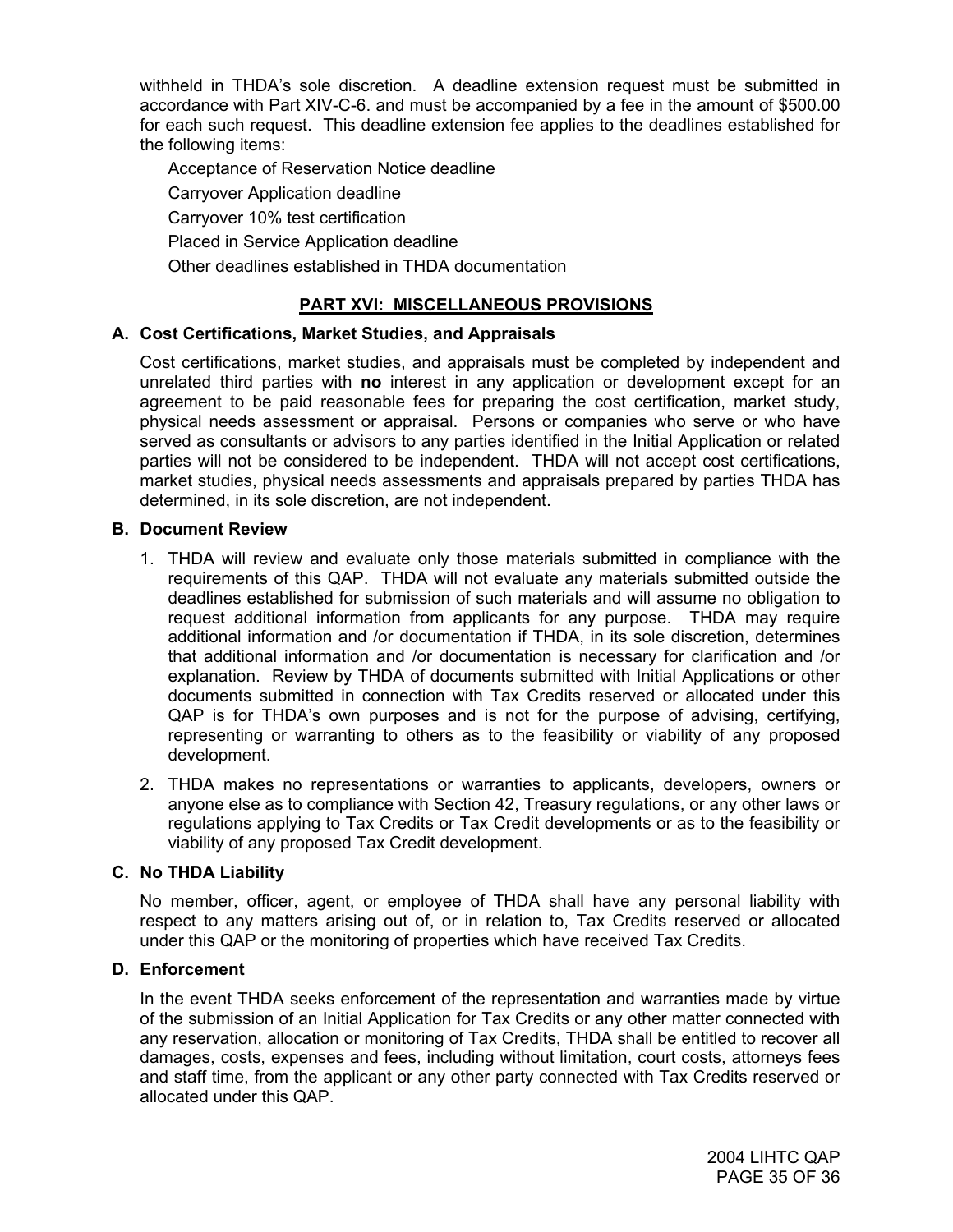withheld in THDA's sole discretion. A deadline extension request must be submitted in accordance with Part XIV-C-6. and must be accompanied by a fee in the amount of $500.00 for each such request. This deadline extension fee applies to the deadlines established for the following items:

- Acceptance of Reservation Notice deadline
- Carryover Application deadline
- Carryover 10% test certification
- Placed in Service Application deadline
- Other deadlines established in THDA documentation

## PART XVI: MISCELLANEOUS PROVISIONS

### A. Cost Certifications, Market Studies, and Appraisals

Cost certifications, market studies, and appraisals must be completed by independent and unrelated third parties with **no** interest in any application or development except for an agreement to be paid reasonable fees for preparing the cost certification, market study, physical needs assessment or appraisal. Persons or companies who serve or who have served as consultants or advisors to any parties identified in the Initial Application or related parties will not be considered to be independent. THDA will not accept cost certifications, market studies, physical needs assessments and appraisals prepared by parties THDA has determined, in its sole discretion, are not independent.

### B. Document Review

1. THDA will review and evaluate only those materials submitted in compliance with the requirements of this QAP. THDA will not evaluate any materials submitted outside the deadlines established for submission of such materials and will assume no obligation to request additional information from applicants for any purpose. THDA may require additional information and /or documentation if THDA, in its sole discretion, determines that additional information and /or documentation is necessary for clarification and /or explanation. Review by THDA of documents submitted with Initial Applications or other documents submitted in connection with Tax Credits reserved or allocated under this QAP is for THDA's own purposes and is not for the purpose of advising, certifying, representing or warranting to others as to the feasibility or viability of any proposed development.
2. THDA makes no representations or warranties to applicants, developers, owners or anyone else as to compliance with Section 42, Treasury regulations, or any other laws or regulations applying to Tax Credits or Tax Credit developments or as to the feasibility or viability of any proposed Tax Credit development.

### C. No THDA Liability

No member, officer, agent, or employee of THDA shall have any personal liability with respect to any matters arising out of, or in relation to, Tax Credits reserved or allocated under this QAP or the monitoring of properties which have received Tax Credits.

### D. Enforcement

In the event THDA seeks enforcement of the representation and warranties made by virtue of the submission of an Initial Application for Tax Credits or any other matter connected with any reservation, allocation or monitoring of Tax Credits, THDA shall be entitled to recover all damages, costs, expenses and fees, including without limitation, court costs, attorneys fees and staff time, from the applicant or any other party connected with Tax Credits reserved or allocated under this QAP.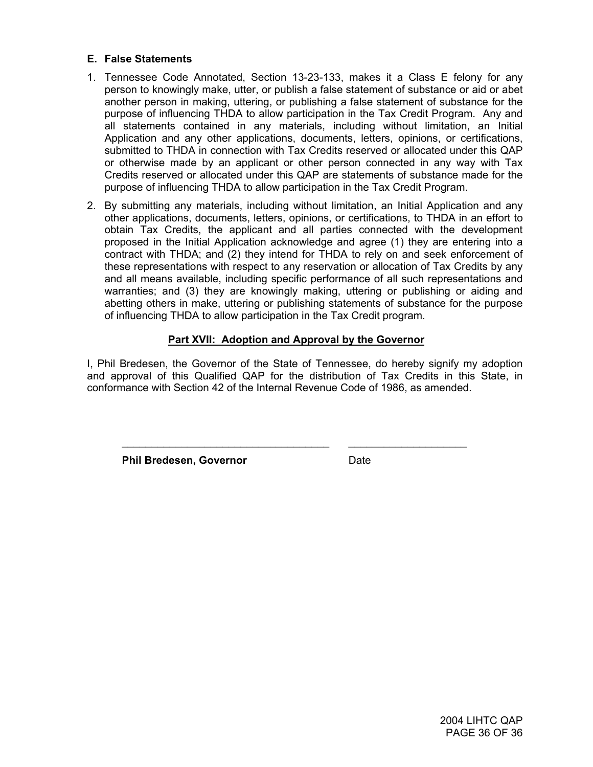### E. False Statements

1. Tennessee Code Annotated, Section 13-23-133, makes it a Class E felony for any person to knowingly make, utter, or publish a false statement of substance or aid or abet another person in making, uttering, or publishing a false statement of substance for the purpose of influencing THDA to allow participation in the Tax Credit Program. Any and all statements contained in any materials, including without limitation, an Initial Application and any other applications, documents, letters, opinions, or certifications, submitted to THDA in connection with Tax Credits reserved or allocated under this QAP or otherwise made by an applicant or other person connected in any way with Tax Credits reserved or allocated under this QAP are statements of substance made for the purpose of influencing THDA to allow participation in the Tax Credit Program.

2. By submitting any materials, including without limitation, an Initial Application and any other applications, documents, letters, opinions, or certifications, to THDA in an effort to obtain Tax Credits, the applicant and all parties connected with the development proposed in the Initial Application acknowledge and agree (1) they are entering into a contract with THDA; and (2) they intend for THDA to rely on and seek enforcement of these representations with respect to any reservation or allocation of Tax Credits by any and all means available, including specific performance of all such representations and warranties; and (3) they are knowingly making, uttering or publishing or aiding and abetting others in make, uttering or publishing statements of substance for the purpose of influencing THDA to allow participation in the Tax Credit program.

## Part XVII: Adoption and Approval by the Governor

I, Phil Bredesen, the Governor of the State of Tennessee, do hereby signify my adoption and approval of this Qualified QAP for the distribution of Tax Credits in this State, in conformance with Section 42 of the Internal Revenue Code of 1986, as amended.

___________________________________ ____________________

**Phil Bredesen, Governor** Date